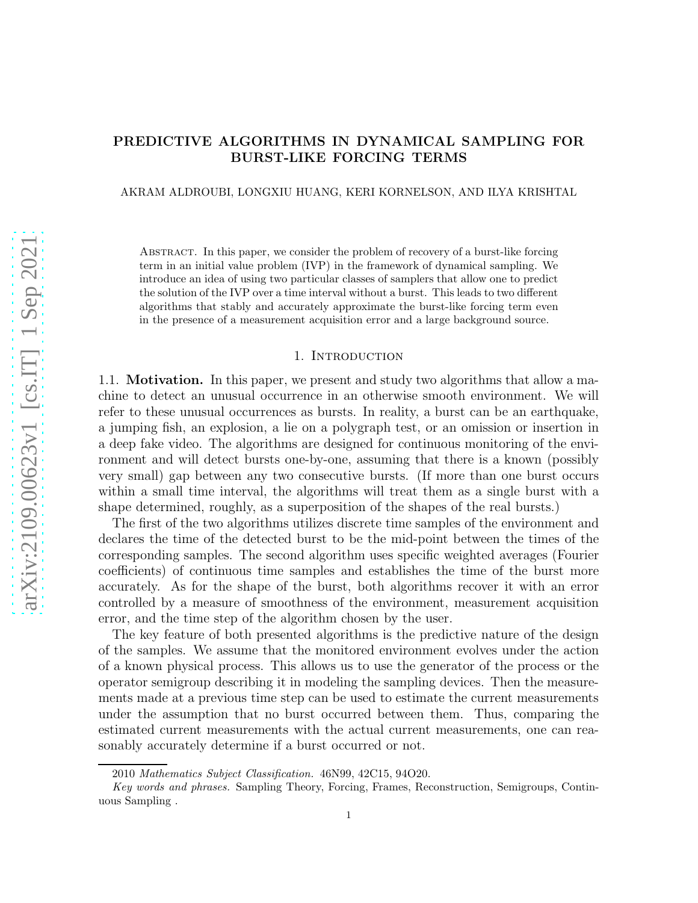# PREDICTIVE ALGORITHMS IN DYNAMICAL SAMPLING FOR BURST-LIKE FORCING TERMS

AKRAM ALDROUBI, LONGXIU HUANG, KERI KORNELSON, AND ILYA KRISHTAL

Abstract. In this paper, we consider the problem of recovery of a burst-like forcing term in an initial value problem (IVP) in the framework of dynamical sampling. We introduce an idea of using two particular classes of samplers that allow one to predict the solution of the IVP over a time interval without a burst. This leads to two different algorithms that stably and accurately approximate the burst-like forcing term even in the presence of a measurement acquisition error and a large background source.

## 1. Introduction

### 1.1. Motivation.

In this paper, we present and study two algorithms that allow a machine to detect an unusual occurrence in an otherwise smooth environment. We will refer to these unusual occurrences as bursts. In reality, a burst can be an earthquake, a jumping fish, an explosion, a lie on a polygraph test, or an omission or insertion in a deep fake video. The algorithms are designed for continuous monitoring of the environment and will detect bursts one-by-one, assuming that there is a known (possibly very small) gap between any two consecutive bursts. (If more than one burst occurs within a small time interval, the algorithms will treat them as a single burst with a shape determined, roughly, as a superposition of the shapes of the real bursts.)

The first of the two algorithms utilizes discrete time samples of the environment and declares the time of the detected burst to be the mid-point between the times of the corresponding samples. The second algorithm uses specific weighted averages (Fourier coefficients) of continuous time samples and establishes the time of the burst more accurately. As for the shape of the burst, both algorithms recover it with an error controlled by a measure of smoothness of the environment, measurement acquisition error, and the time step of the algorithm chosen by the user.

The key feature of both presented algorithms is the predictive nature of the design of the samples. We assume that the monitored environment evolves under the action of a known physical process. This allows us to use the generator of the process or the operator semigroup describing it in modeling the sampling devices. Then the measurements made at a previous time step can be used to estimate the current measurements under the assumption that no burst occurred between them. Thus, comparing the estimated current measurements with the actual current measurements, one can reasonably accurately determine if a burst occurred or not.

2010 *Mathematics Subject Classification.* 46N99, 42C15, 94O20.

*Key words and phrases.* Sampling Theory, Forcing, Frames, Reconstruction, Semigroups, Continuous Sampling .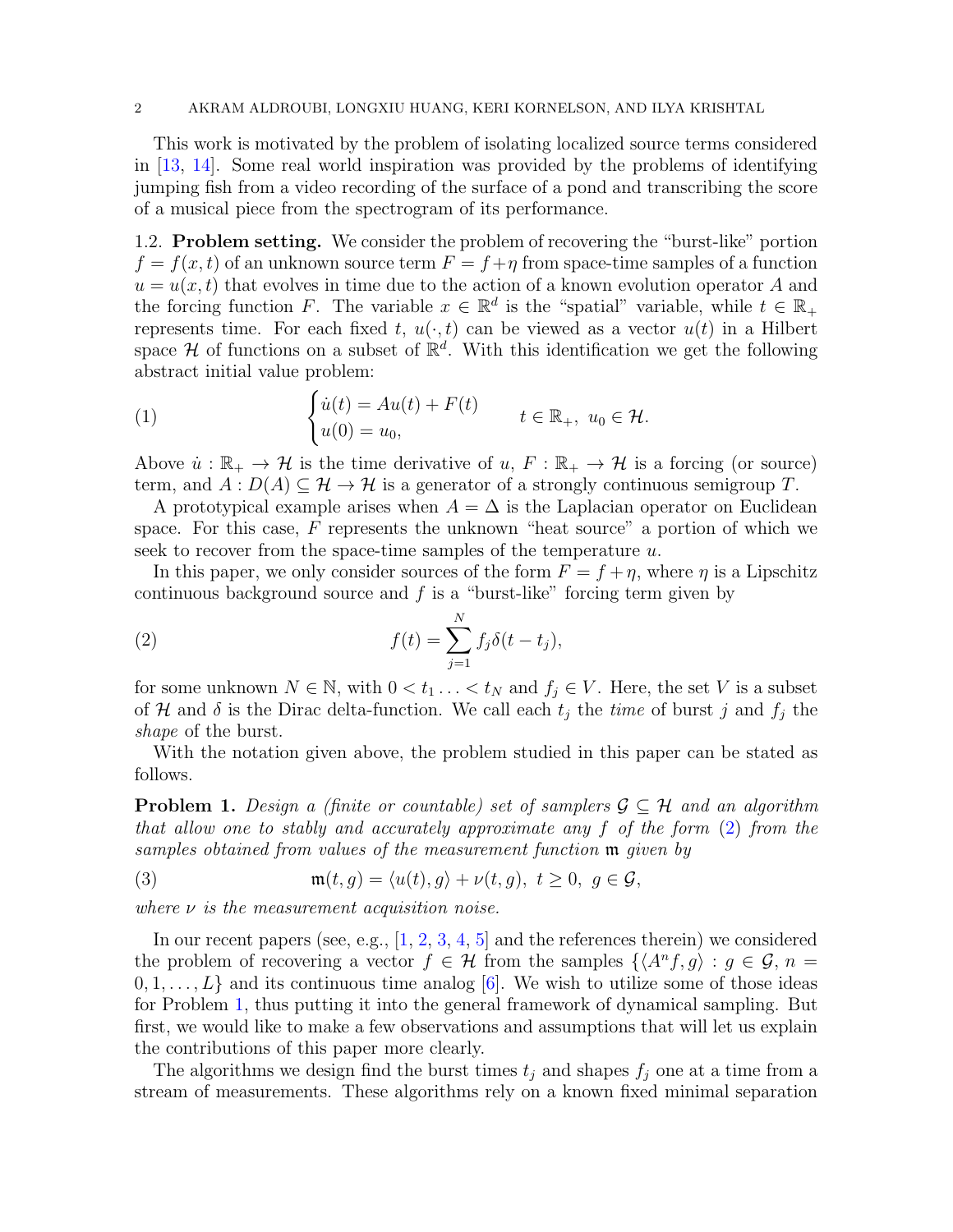This work is motivated by the problem of isolating localized source terms considered in [13, 14]. Some real world inspiration was provided by the problems of identifying jumping fish from a video recording of the surface of a pond and transcribing the score of a musical piece from the spectrogram of its performance.

### 1.2. Problem setting.

We consider the problem of recovering the "burst-like" portion $f = f(x,t)$ of an unknown source term $F = f + \eta$ from space-time samples of a function $u = u(x,t)$ that evolves in time due to the action of a known evolution operator $A$ and the forcing function $F$. The variable $x \in \mathbb{R}^d$ is the "spatial" variable, while $t \in \mathbb{R}_+$ represents time. For each fixed $t$, $u(\cdot, t)$ can be viewed as a vector $u(t)$ in a Hilbert space $\mathcal{H}$ of functions on a subset of $\mathbb{R}^d$. With this identification we get the following abstract initial value problem:

$$
\begin{cases} \dot{u}(t) = Au(t) + F(t) \\ u(0) = u_0, \end{cases} \qquad t \in \mathbb{R}_+, \ u_0 \in \mathcal{H}. \tag{1}
$$

Above $\dot{u} : \mathbb{R}_+ \to \mathcal{H}$ is the time derivative of $u$, $F : \mathbb{R}_+ \to \mathcal{H}$ is a forcing (or source) term, and $A : D(A) \subseteq \mathcal{H} \to \mathcal{H}$ is a generator of a strongly continuous semigroup $T$.

A prototypical example arises when $A = \Delta$ is the Laplacian operator on Euclidean space. For this case, $F$ represents the unknown "heat source" a portion of which we seek to recover from the space-time samples of the temperature $u$.

In this paper, we only consider sources of the form $F = f + \eta$, where $\eta$ is a Lipschitz continuous background source and $f$ is a "burst-like" forcing term given by

$$
f(t) = \sum_{j=1}^{N} f_j \delta(t - t_j), \tag{2}
$$

for some unknown $N \in \mathbb{N}$, with $0 < t_1 \ldots < t_N$ and $f_j \in V$. Here, the set $V$ is a subset of $\mathcal{H}$ and $\delta$ is the Dirac delta-function. We call each $t_j$ the *time* of burst $j$ and $f_j$ the *shape* of the burst.

With the notation given above, the problem studied in this paper can be stated as follows.

**Problem 1.** *Design a (finite or countable) set of samplers $\mathcal{G} \subseteq \mathcal{H}$ and an algorithm that allow one to stably and accurately approximate any $f$ of the form (2) from the samples obtained from values of the measurement function $\mathfrak{m}$ given by*

$$
\mathfrak{m}(t, g) = \langle u(t), g \rangle + \nu(t, g), \ t \geq 0, \ g \in \mathcal{G}, \tag{3}
$$

*where $\nu$ is the measurement acquisition noise.*

In our recent papers (see, e.g., [1, 2, 3, 4, 5] and the references therein) we considered the problem of recovering a vector $f \in \mathcal{H}$ from the samples $\{\langle A^n f, g \rangle : g \in \mathcal{G}, n = 0, 1, \ldots, L\}$ and its continuous time analog [6]. We wish to utilize some of those ideas for Problem 1, thus putting it into the general framework of dynamical sampling. But first, we would like to make a few observations and assumptions that will let us explain the contributions of this paper more clearly.

The algorithms we design find the burst times $t_j$ and shapes $f_j$ one at a time from a stream of measurements. These algorithms rely on a known fixed minimal separation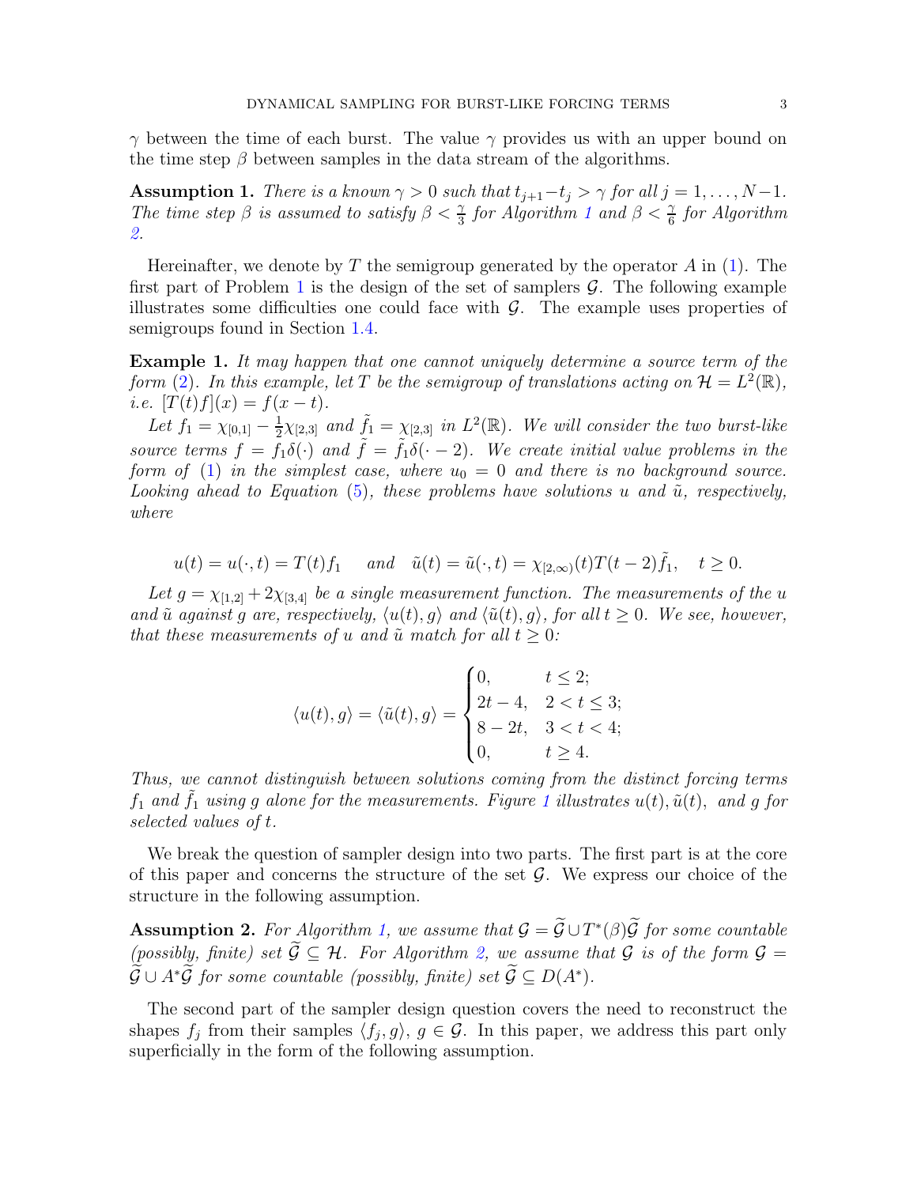$\gamma$ between the time of each burst. The value $\gamma$ provides us with an upper bound on the time step $\beta$ between samples in the data stream of the algorithms.

**Assumption 1.** *There is a known $\gamma > 0$ such that $t_{j+1} - t_j > \gamma$ for all $j = 1, \ldots, N-1$. The time step $\beta$ is assumed to satisfy $\beta < \frac{\gamma}{3}$ for Algorithm 1 and $\beta < \frac{\gamma}{6}$ for Algorithm 2.*

Hereinafter, we denote by $T$ the semigroup generated by the operator $A$ in (1). The first part of Problem 1 is the design of the set of samplers $\mathcal{G}$. The following example illustrates some difficulties one could face with $\mathcal{G}$. The example uses properties of semigroups found in Section 1.4.

**Example 1.** *It may happen that one cannot uniquely determine a source term of the form (2). In this example, let $T$ be the semigroup of translations acting on $\mathcal{H} = L^2(\mathbb{R})$, i.e. $[T(t)f](x) = f(x-t)$.*

*Let $f_1 = \chi_{[0,1]} - \frac{1}{2}\chi_{[2,3]}$ and $\tilde{f}_1 = \chi_{[2,3]}$ in $L^2(\mathbb{R})$. We will consider the two burst-like source terms $f = f_1\delta(\cdot)$ and $\tilde{f} = \tilde{f}_1\delta(\cdot - 2)$. We create initial value problems in the form of (1) in the simplest case, where $u_0 = 0$ and there is no background source. Looking ahead to Equation (5), these problems have solutions $u$ and $\tilde{u}$, respectively, where*

$$u(t) = u(\cdot, t) = T(t)f_1 \quad \text{ and } \quad \tilde{u}(t) = \tilde{u}(\cdot, t) = \chi_{[2,\infty)}(t)T(t-2)\tilde{f}_1, \quad t \geq 0.$$

*Let $g = \chi_{[1,2]} + 2\chi_{[3,4]}$ be a single measurement function. The measurements of the $u$ and $\tilde{u}$ against $g$ are, respectively, $\langle u(t), g\rangle$ and $\langle \tilde{u}(t), g\rangle$, for all $t \geq 0$. We see, however, that these measurements of $u$ and $\tilde{u}$ match for all $t \geq 0$:*

$$\langle u(t), g\rangle = \langle \tilde{u}(t), g\rangle = \begin{cases} 0, & t \leq 2; \\ 2t - 4, & 2 < t \leq 3; \\ 8 - 2t, & 3 < t < 4; \\ 0, & t \geq 4. \end{cases}$$

*Thus, we cannot distinguish between solutions coming from the distinct forcing terms $f_1$ and $\tilde{f}_1$ using $g$ alone for the measurements. Figure 1 illustrates $u(t), \tilde{u}(t),$ and $g$ for selected values of $t$.*

We break the question of sampler design into two parts. The first part is at the core of this paper and concerns the structure of the set $\mathcal{G}$. We express our choice of the structure in the following assumption.

**Assumption 2.** *For Algorithm 1, we assume that $\mathcal{G} = \widetilde{\mathcal{G}} \cup T^*(\beta)\widetilde{\mathcal{G}}$ for some countable (possibly, finite) set $\widetilde{\mathcal{G}} \subseteq \mathcal{H}$. For Algorithm 2, we assume that $\mathcal{G}$ is of the form $\mathcal{G} = \widetilde{\mathcal{G}} \cup A^*\widetilde{\mathcal{G}}$ for some countable (possibly, finite) set $\widetilde{\mathcal{G}} \subseteq D(A^*)$.*

The second part of the sampler design question covers the need to reconstruct the shapes $f_j$ from their samples $\langle f_j, g\rangle$, $g \in \mathcal{G}$. In this paper, we address this part only superficially in the form of the following assumption.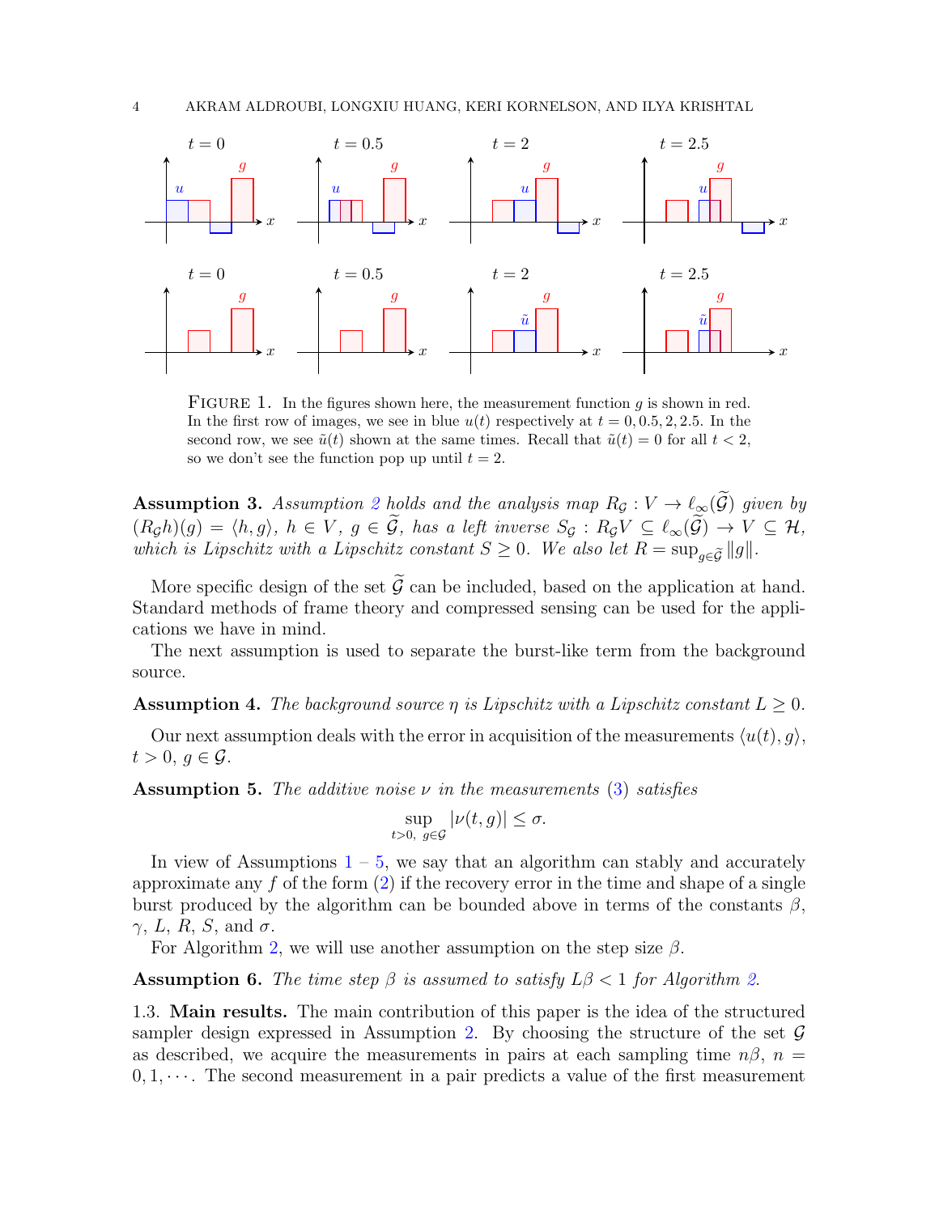FIGURE 1. In the figures shown here, the measurement function $g$ is shown in red. In the first row of images, we see in blue $u(t)$ respectively at $t = 0, 0.5, 2, 2.5$. In the second row, we see $\tilde{u}(t)$ shown at the same times. Recall that $\tilde{u}(t) = 0$ for all $t < 2$, so we don't see the function pop up until $t = 2$.

**Assumption 3.** *Assumption 2 holds and the analysis map $R_{\mathcal{G}} : V \to \ell_\infty(\widetilde{\mathcal{G}})$ given by $(R_{\mathcal{G}} h)(g) = \langle h, g \rangle$, $h \in V$, $g \in \widetilde{\mathcal{G}}$, has a left inverse $S_{\mathcal{G}} : R_{\mathcal{G}} V \subseteq \ell_\infty(\widetilde{\mathcal{G}}) \to V \subseteq \mathcal{H}$, which is Lipschitz with a Lipschitz constant $S \geq 0$. We also let $R = \sup_{g \in \widetilde{\mathcal{G}}} \|g\|$.*

More specific design of the set $\widetilde{\mathcal{G}}$ can be included, based on the application at hand. Standard methods of frame theory and compressed sensing can be used for the applications we have in mind.

The next assumption is used to separate the burst-like term from the background source.

**Assumption 4.** *The background source $\eta$ is Lipschitz with a Lipschitz constant $L \geq 0$.*

Our next assumption deals with the error in acquisition of the measurements $\langle u(t), g \rangle$, $t > 0$, $g \in \mathcal{G}$.

**Assumption 5.** *The additive noise $\nu$ in the measurements (3) satisfies*

$$\sup_{t > 0,\ g \in \mathcal{G}} |\nu(t, g)| \leq \sigma.$$

In view of Assumptions 1 – 5, we say that an algorithm can stably and accurately approximate any $f$ of the form (2) if the recovery error in the time and shape of a single burst produced by the algorithm can be bounded above in terms of the constants $\beta$, $\gamma$, $L$, $R$, $S$, and $\sigma$.

For Algorithm 2, we will use another assumption on the step size $\beta$.

**Assumption 6.** *The time step $\beta$ is assumed to satisfy $L\beta < 1$ for Algorithm 2.*

### 1.3. Main results.

The main contribution of this paper is the idea of the structured sampler design expressed in Assumption 2. By choosing the structure of the set $\mathcal{G}$ as described, we acquire the measurements in pairs at each sampling time $n\beta$, $n = 0, 1, \cdots$. The second measurement in a pair predicts a value of the first measurement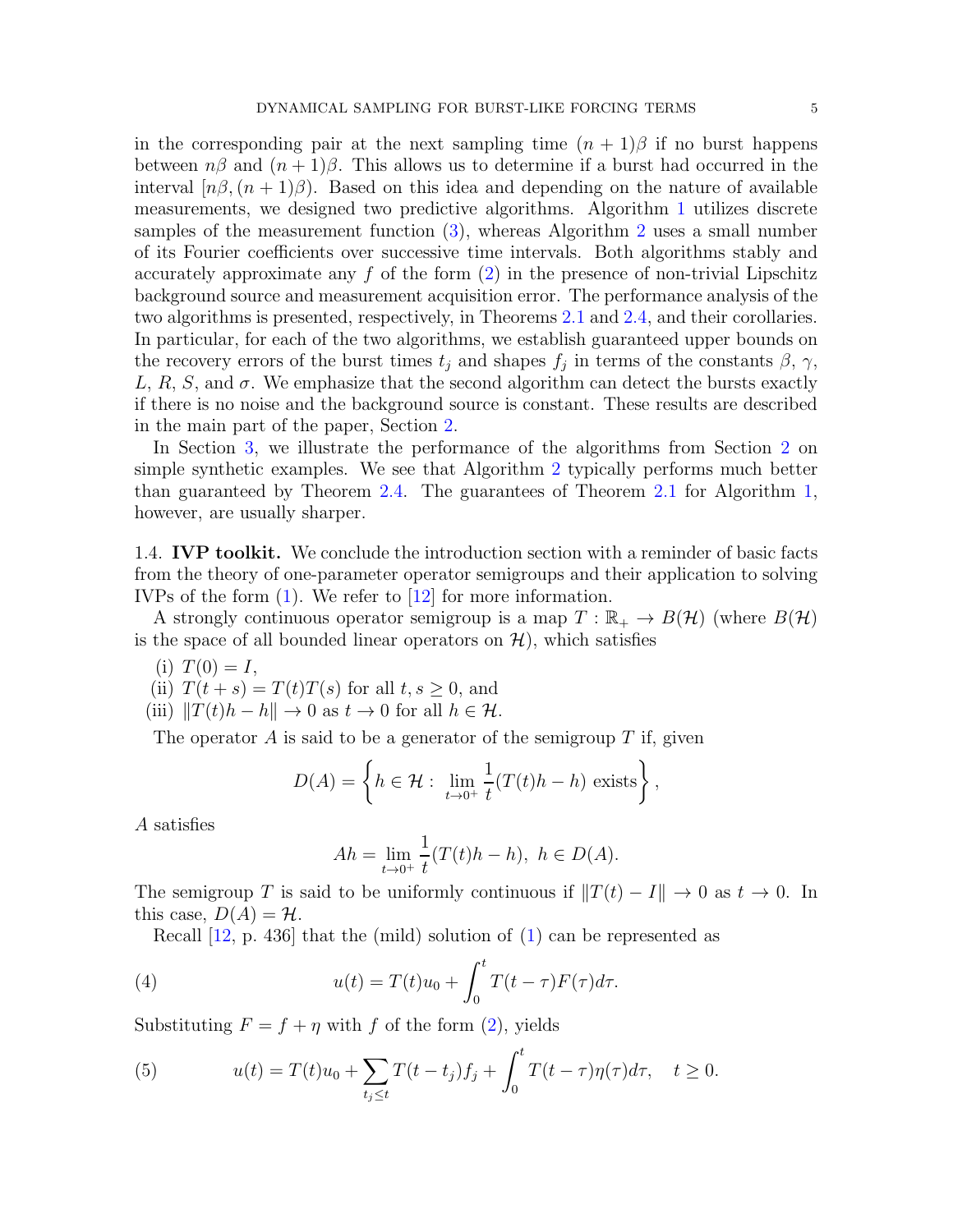in the corresponding pair at the next sampling time $(n+1)\beta$ if no burst happens between $n\beta$ and $(n+1)\beta$. This allows us to determine if a burst had occurred in the interval $[n\beta,(n+1)\beta)$. Based on this idea and depending on the nature of available measurements, we designed two predictive algorithms. Algorithm 1 utilizes discrete samples of the measurement function (3), whereas Algorithm 2 uses a small number of its Fourier coefficients over successive time intervals. Both algorithms stably and accurately approximate any $f$ of the form (2) in the presence of non-trivial Lipschitz background source and measurement acquisition error. The performance analysis of the two algorithms is presented, respectively, in Theorems 2.1 and 2.4, and their corollaries. In particular, for each of the two algorithms, we establish guaranteed upper bounds on the recovery errors of the burst times $t_j$ and shapes $f_j$ in terms of the constants $\beta$, $\gamma$, $L$, $R$, $S$, and $\sigma$. We emphasize that the second algorithm can detect the bursts exactly if there is no noise and the background source is constant. These results are described in the main part of the paper, Section 2.

In Section 3, we illustrate the performance of the algorithms from Section 2 on simple synthetic examples. We see that Algorithm 2 typically performs much better than guaranteed by Theorem 2.4. The guarantees of Theorem 2.1 for Algorithm 1, however, are usually sharper.

### 1.4. **IVP toolkit.**

We conclude the introduction section with a reminder of basic facts from the theory of one-parameter operator semigroups and their application to solving IVPs of the form (1). We refer to [12] for more information.

A strongly continuous operator semigroup is a map $T:\mathbb{R}_+\to B(\mathcal{H})$ (where $B(\mathcal{H})$ is the space of all bounded linear operators on $\mathcal{H}$), which satisfies

(i) $T(0)=I$,
(ii) $T(t+s)=T(t)T(s)$ for all $t,s\geq 0$, and
(iii) $\|T(t)h-h\|\to 0$ as $t\to 0$ for all $h\in\mathcal{H}$.

The operator $A$ is said to be a generator of the semigroup $T$ if, given

$$D(A)=\left\{h\in\mathcal{H}:\ \lim_{t\to 0^+}\frac{1}{t}(T(t)h-h)\text{ exists}\right\},$$

$A$ satisfies

$$Ah=\lim_{t\to 0^+}\frac{1}{t}(T(t)h-h),\ h\in D(A).$$

The semigroup $T$ is said to be uniformly continuous if $\|T(t)-I\|\to 0$ as $t\to 0$. In this case, $D(A)=\mathcal{H}$.

Recall [12, p. 436] that the (mild) solution of (1) can be represented as

$$u(t)=T(t)u_0+\int_0^t T(t-\tau)F(\tau)d\tau. \tag{4}$$

Substituting $F=f+\eta$ with $f$ of the form (2), yields

$$u(t)=T(t)u_0+\sum_{t_j\leq t}T(t-t_j)f_j+\int_0^t T(t-\tau)\eta(\tau)d\tau,\quad t\geq 0. \tag{5}$$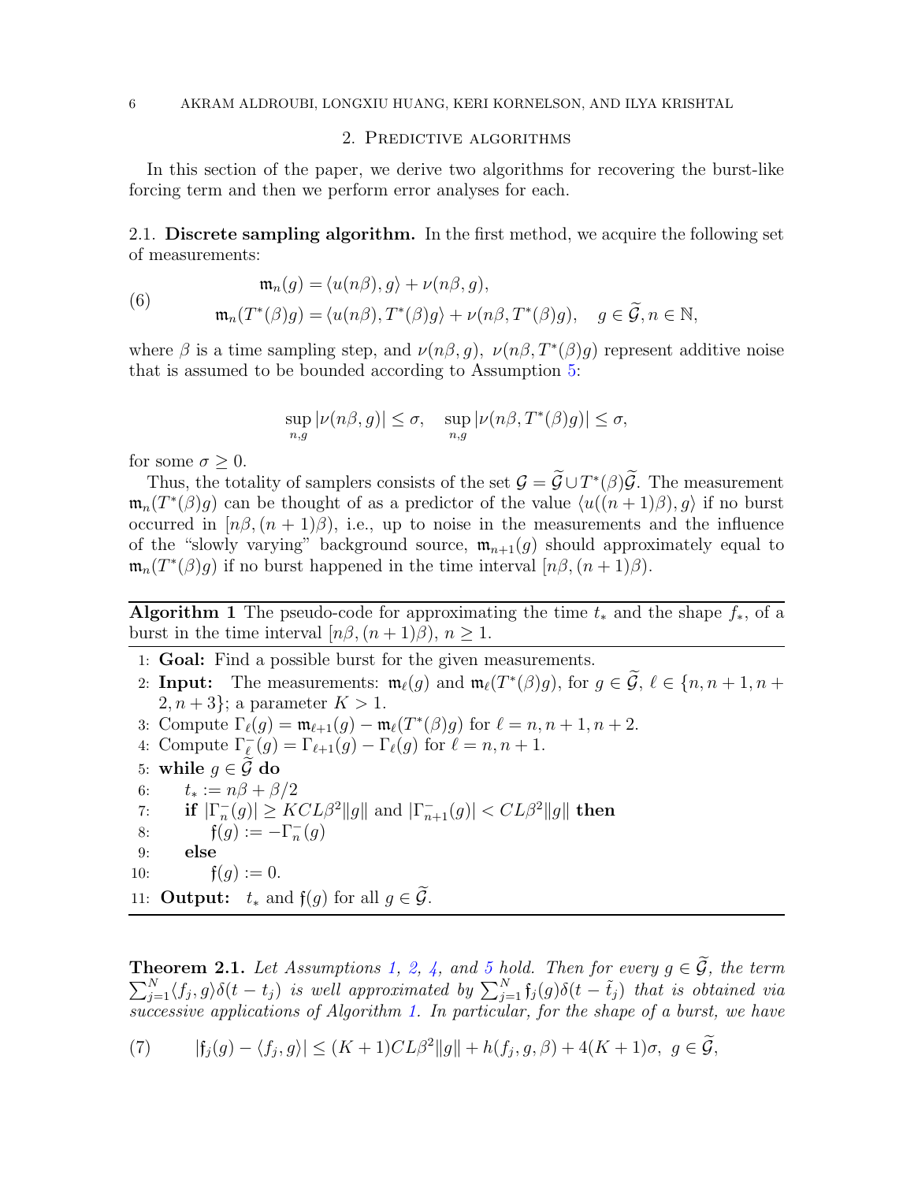## 2. Predictive algorithms

In this section of the paper, we derive two algorithms for recovering the burst-like forcing term and then we perform error analyses for each.

### 2.1. Discrete sampling algorithm.

In the first method, we acquire the following set of measurements:

$$
\begin{aligned}
\mathfrak{m}_n(g) &= \langle u(n\beta), g\rangle + \nu(n\beta, g), \\
\mathfrak{m}_n(T^*(\beta)g) &= \langle u(n\beta), T^*(\beta)g\rangle + \nu(n\beta, T^*(\beta)g), \quad g \in \widetilde{\mathcal{G}}, n \in \mathbb{N},
\end{aligned}
\tag{6}
$$

where $\beta$ is a time sampling step, and $\nu(n\beta, g)$, $\nu(n\beta, T^*(\beta)g)$ represent additive noise that is assumed to be bounded according to Assumption 5:

$$
\sup_{n,g} |\nu(n\beta, g)| \leq \sigma, \quad \sup_{n,g} |\nu(n\beta, T^*(\beta)g)| \leq \sigma,
$$

for some $\sigma \geq 0$.

Thus, the totality of samplers consists of the set $\mathcal{G} = \widetilde{\mathcal{G}} \cup T^*(\beta)\widetilde{\mathcal{G}}$. The measurement $\mathfrak{m}_n(T^*(\beta)g)$ can be thought of as a predictor of the value $\langle u((n+1)\beta), g\rangle$ if no burst occurred in $[n\beta, (n+1)\beta)$, i.e., up to noise in the measurements and the influence of the "slowly varying" background source, $\mathfrak{m}_{n+1}(g)$ should approximately equal to $\mathfrak{m}_n(T^*(\beta)g)$ if no burst happened in the time interval $[n\beta, (n+1)\beta)$.

**Algorithm 1** The pseudo-code for approximating the time $t_*$ and the shape $f_*$, of a burst in the time interval $[n\beta, (n+1)\beta)$, $n \geq 1$.

```
1: Goal: Find a possible burst for the given measurements.
2: Input: The measurements: m_ℓ(g) and m_ℓ(T*(β)g), for g ∈ G̃, ℓ ∈ {n, n+1, n+2, n+3}; a parameter K > 1.
3: Compute Γ_ℓ(g) = m_{ℓ+1}(g) − m_ℓ(T*(β)g) for ℓ = n, n+1, n+2.
4: Compute Γ⁻_ℓ(g) = Γ_{ℓ+1}(g) − Γ_ℓ(g) for ℓ = n, n+1.
5: while g ∈ G̃ do
6:     t_* := nβ + β/2
7:     if |Γ⁻_n(g)| ≥ KCLβ²‖g‖ and |Γ⁻_{n+1}(g)| < CLβ²‖g‖ then
8:         f(g) := −Γ⁻_n(g)
9:     else
10:        f(g) := 0.
11: Output: t_* and f(g) for all g ∈ G̃.
```

**Theorem 2.1.** *Let Assumptions 1, 2, 4, and 5 hold. Then for every $g \in \widetilde{\mathcal{G}}$, the term $\sum_{j=1}^N \langle f_j, g\rangle \delta(t - t_j)$ is well approximated by $\sum_{j=1}^N \mathfrak{f}_j(g)\delta(t - \tilde{t}_j)$ that is obtained via successive applications of Algorithm 1. In particular, for the shape of a burst, we have*

$$
|\mathfrak{f}_j(g) - \langle f_j, g\rangle| \leq (K+1)CL\beta^2\|g\| + h(f_j, g, \beta) + 4(K+1)\sigma, \ g \in \widetilde{\mathcal{G}},
\tag{7}
$$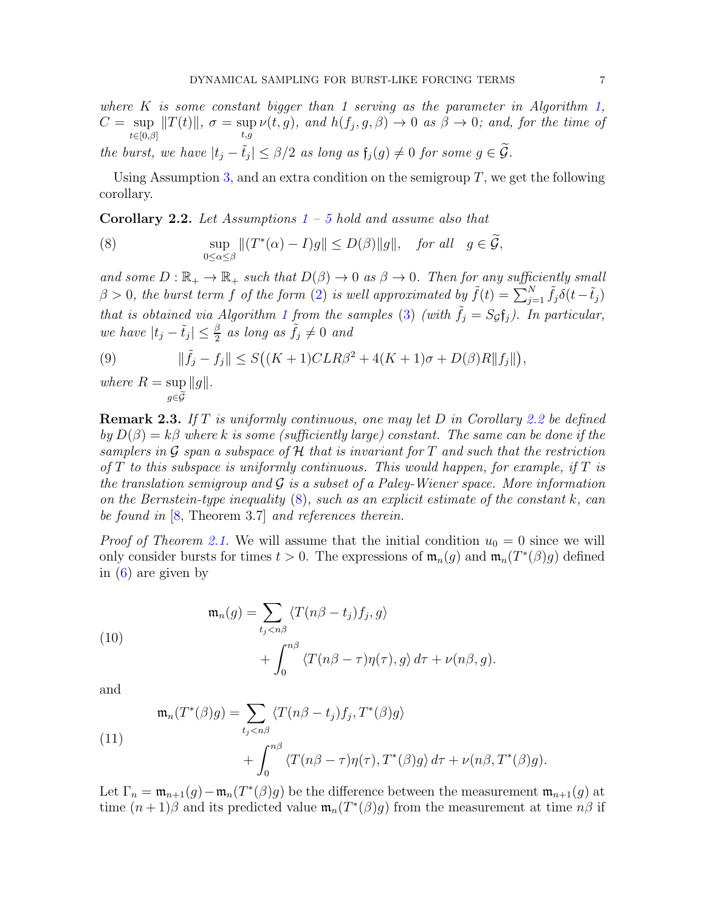*where $K$ is some constant bigger than 1 serving as the parameter in Algorithm 1, $C = \sup_{t\in[0,\beta]} \|T(t)\|$, $\sigma = \sup_{t,g} \nu(t,g)$, and $h(f_j, g, \beta) \to 0$ as $\beta \to 0$; and, for the time of the burst, we have $|t_j - \tilde{t}_j| \le \beta/2$ as long as $\mathfrak{f}_j(g) \neq 0$ for some $g \in \widetilde{\mathcal{G}}$.*

Using Assumption 3, and an extra condition on the semigroup $T$, we get the following corollary.

**Corollary 2.2.** *Let Assumptions 1 – 5 hold and assume also that*

$$\sup_{0\le\alpha\le\beta} \|(T^*(\alpha) - I)g\| \le D(\beta)\|g\|, \quad \text{for all} \quad g \in \widetilde{\mathcal{G}}, \tag{8}$$

*and some $D : \mathbb{R}_+ \to \mathbb{R}_+$ such that $D(\beta) \to 0$ as $\beta \to 0$. Then for any sufficiently small $\beta > 0$, the burst term $f$ of the form (2) is well approximated by $\tilde{f}(t) = \sum_{j=1}^N \tilde{f}_j \delta(t - \tilde{t}_j)$ that is obtained via Algorithm 1 from the samples (3) (with $\tilde{f}_j = S_{\mathcal{G}}\mathfrak{f}_j$). In particular, we have $|t_j - \tilde{t}_j| \le \frac{\beta}{2}$ as long as $\tilde{f}_j \neq 0$ and*

$$\|\tilde{f}_j - f_j\| \le S\big((K+1)CLR\beta^2 + 4(K+1)\sigma + D(\beta)R\|f_j\|\big), \tag{9}$$

*where $R = \sup_{g\in\widetilde{\mathcal{G}}} \|g\|$.*

**Remark 2.3.** *If $T$ is uniformly continuous, one may let $D$ in Corollary 2.2 be defined by $D(\beta) = k\beta$ where $k$ is some (sufficiently large) constant. The same can be done if the samplers in $\mathcal{G}$ span a subspace of $\mathcal{H}$ that is invariant for $T$ and such that the restriction of $T$ to this subspace is uniformly continuous. This would happen, for example, if $T$ is the translation semigroup and $\mathcal{G}$ is a subset of a Paley-Wiener space. More information on the Bernstein-type inequality (8), such as an explicit estimate of the constant $k$, can be found in [8, Theorem 3.7] and references therein.*

*Proof of Theorem 2.1.* We will assume that the initial condition $u_0 = 0$ since we will only consider bursts for times $t > 0$. The expressions of $\mathfrak{m}_n(g)$ and $\mathfrak{m}_n(T^*(\beta)g)$ defined in (6) are given by

$$\begin{aligned}\mathfrak{m}_n(g) = &\sum_{t_j < n\beta} \langle T(n\beta - t_j)f_j, g\rangle \\ &+ \int_0^{n\beta} \langle T(n\beta - \tau)\eta(\tau), g\rangle\, d\tau + \nu(n\beta, g).\end{aligned} \tag{10}$$

and

$$\begin{aligned}\mathfrak{m}_n(T^*(\beta)g) = &\sum_{t_j < n\beta} \langle T(n\beta - t_j)f_j, T^*(\beta)g\rangle \\ &+ \int_0^{n\beta} \langle T(n\beta - \tau)\eta(\tau), T^*(\beta)g\rangle\, d\tau + \nu(n\beta, T^*(\beta)g).\end{aligned} \tag{11}$$

Let $\Gamma_n = \mathfrak{m}_{n+1}(g) - \mathfrak{m}_n(T^*(\beta)g)$ be the difference between the measurement $\mathfrak{m}_{n+1}(g)$ at time $(n+1)\beta$ and its predicted value $\mathfrak{m}_n(T^*(\beta)g)$ from the measurement at time $n\beta$ if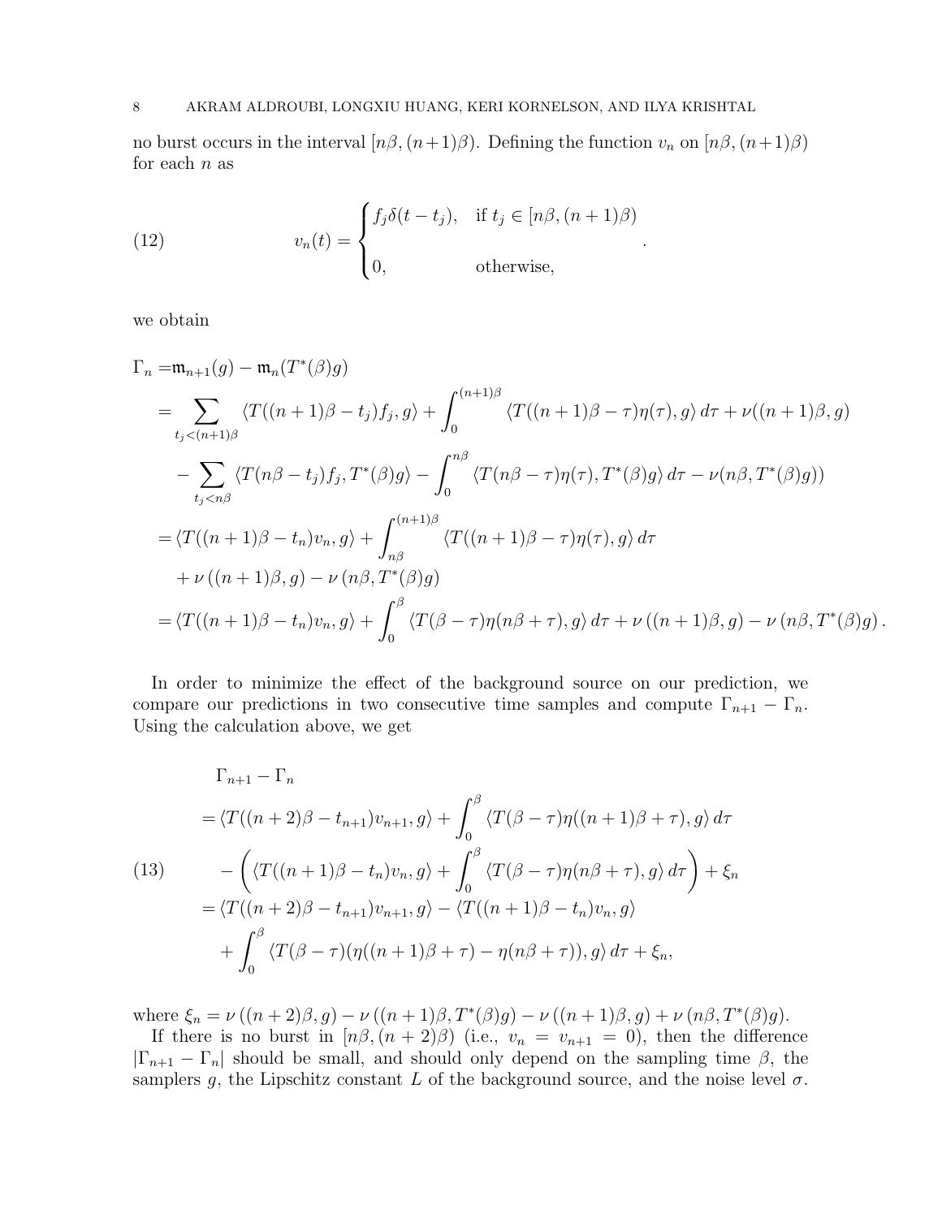no burst occurs in the interval $[n\beta, (n+1)\beta)$. Defining the function $v_n$ on $[n\beta, (n+1)\beta)$ for each $n$ as

$$
v_n(t) = \begin{cases} f_j \delta(t - t_j), & \text{if } t_j \in [n\beta, (n+1)\beta) \\ 0, & \text{otherwise,} \end{cases} \quad . \tag{12}
$$

we obtain

$$
\begin{aligned}
\Gamma_n =& \mathfrak{m}_{n+1}(g) - \mathfrak{m}_n(T^*(\beta)g) \\
=& \sum_{t_j < (n+1)\beta} \langle T((n+1)\beta - t_j) f_j, g \rangle + \int_0^{(n+1)\beta} \langle T((n+1)\beta - \tau)\eta(\tau), g \rangle \, d\tau + \nu((n+1)\beta, g) \\
& - \sum_{t_j < n\beta} \langle T(n\beta - t_j) f_j, T^*(\beta) g \rangle - \int_0^{n\beta} \langle T(n\beta - \tau)\eta(\tau), T^*(\beta) g \rangle \, d\tau - \nu(n\beta, T^*(\beta) g)) \\
=& \langle T((n+1)\beta - t_n) v_n, g \rangle + \int_{n\beta}^{(n+1)\beta} \langle T((n+1)\beta - \tau)\eta(\tau), g \rangle \, d\tau \\
& + \nu\left((n+1)\beta, g\right) - \nu\left(n\beta, T^*(\beta) g\right) \\
=& \langle T((n+1)\beta - t_n) v_n, g \rangle + \int_0^{\beta} \langle T(\beta - \tau)\eta(n\beta + \tau), g \rangle \, d\tau + \nu\left((n+1)\beta, g\right) - \nu\left(n\beta, T^*(\beta) g\right).
\end{aligned}
$$

In order to minimize the effect of the background source on our prediction, we compare our predictions in two consecutive time samples and compute $\Gamma_{n+1} - \Gamma_n$. Using the calculation above, we get

$$
\begin{aligned}
& \Gamma_{n+1} - \Gamma_n \\
&= \langle T((n+2)\beta - t_{n+1}) v_{n+1}, g \rangle + \int_0^{\beta} \langle T(\beta - \tau)\eta((n+1)\beta + \tau), g \rangle \, d\tau \\
& \quad - \left( \langle T((n+1)\beta - t_n) v_n, g \rangle + \int_0^{\beta} \langle T(\beta - \tau)\eta(n\beta + \tau), g \rangle \, d\tau \right) + \xi_n \\
&= \langle T((n+2)\beta - t_{n+1}) v_{n+1}, g \rangle - \langle T((n+1)\beta - t_n) v_n, g \rangle \\
& \quad + \int_0^{\beta} \langle T(\beta - \tau)(\eta((n+1)\beta + \tau) - \eta(n\beta + \tau)), g \rangle \, d\tau + \xi_n,
\end{aligned} \tag{13}
$$

where $\xi_n = \nu\left((n+2)\beta, g\right) - \nu\left((n+1)\beta, T^*(\beta) g\right) - \nu\left((n+1)\beta, g\right) + \nu\left(n\beta, T^*(\beta) g\right)$.

If there is no burst in $[n\beta, (n+2)\beta)$ (i.e., $v_n = v_{n+1} = 0$), then the difference $|\Gamma_{n+1} - \Gamma_n|$ should be small, and should only depend on the sampling time $\beta$, the samplers $g$, the Lipschitz constant $L$ of the background source, and the noise level $\sigma$.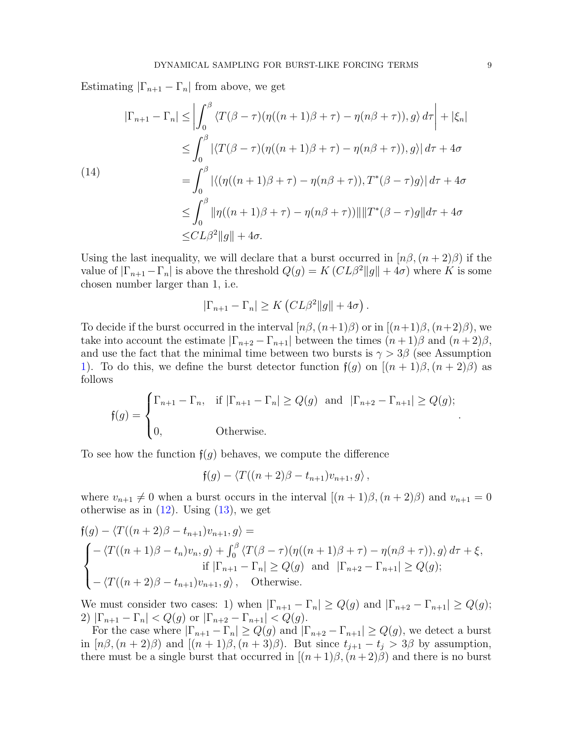Estimating $|\Gamma_{n+1}-\Gamma_n|$ from above, we get

$$
\begin{aligned}
|\Gamma_{n+1}-\Gamma_n| &\leq \left|\int_0^\beta \langle T(\beta-\tau)(\eta((n+1)\beta+\tau)-\eta(n\beta+\tau)), g\rangle \, d\tau\right| + |\xi_n| \\
&\leq \int_0^\beta |\langle T(\beta-\tau)(\eta((n+1)\beta+\tau)-\eta(n\beta+\tau)), g\rangle| \, d\tau + 4\sigma \\
&= \int_0^\beta |\langle (\eta((n+1)\beta+\tau)-\eta(n\beta+\tau)), T^*(\beta-\tau) g\rangle| \, d\tau + 4\sigma \\
&\leq \int_0^\beta \|\eta((n+1)\beta+\tau)-\eta(n\beta+\tau))\| \|T^*(\beta-\tau)g\| d\tau + 4\sigma \\
&\leq CL\beta^2\|g\| + 4\sigma.
\end{aligned}
\tag{14}
$$

Using the last inequality, we will declare that a burst occurred in $[n\beta,(n+2)\beta)$ if the value of $|\Gamma_{n+1}-\Gamma_n|$ is above the threshold $Q(g) = K\left(CL\beta^2\|g\|+4\sigma\right)$ where $K$ is some chosen number larger than 1, i.e.

$$
|\Gamma_{n+1}-\Gamma_n| \geq K\left(CL\beta^2\|g\|+4\sigma\right).
$$

To decide if the burst occurred in the interval $[n\beta,(n+1)\beta)$ or in $[(n+1)\beta,(n+2)\beta)$, we take into account the estimate $|\Gamma_{n+2}-\Gamma_{n+1}|$ between the times $(n+1)\beta$ and $(n+2)\beta$, and use the fact that the minimal time between two bursts is $\gamma > 3\beta$ (see Assumption 1). To do this, we define the burst detector function $\mathfrak{f}(g)$ on $[(n+1)\beta,(n+2)\beta)$ as follows

$$
\mathfrak{f}(g) = \begin{cases} \Gamma_{n+1}-\Gamma_n, & \text{if } |\Gamma_{n+1}-\Gamma_n| \geq Q(g) \text{ and } |\Gamma_{n+2}-\Gamma_{n+1}| \geq Q(g); \\ \\ 0, & \text{Otherwise.} \end{cases}.
$$

To see how the function $\mathfrak{f}(g)$ behaves, we compute the difference

$$
\mathfrak{f}(g) - \langle T((n+2)\beta - t_{n+1})v_{n+1}, g\rangle,
$$

where $v_{n+1} \neq 0$ when a burst occurs in the interval $[(n+1)\beta,(n+2)\beta)$ and $v_{n+1}=0$ otherwise as in (12). Using (13), we get

$$
\mathfrak{f}(g) - \langle T((n+2)\beta - t_{n+1})v_{n+1}, g\rangle =
$$
$$
\begin{cases} -\langle T((n+1)\beta - t_n)v_n, g\rangle + \int_0^\beta \langle T(\beta-\tau)(\eta((n+1)\beta+\tau)-\eta(n\beta+\tau)), g\rangle \, d\tau + \xi, \\ \qquad\qquad \text{if } |\Gamma_{n+1}-\Gamma_n| \geq Q(g) \text{ and } |\Gamma_{n+2}-\Gamma_{n+1}| \geq Q(g); \\ -\langle T((n+2)\beta - t_{n+1})v_{n+1}, g\rangle, \quad \text{Otherwise.} \end{cases}
$$

We must consider two cases: 1) when $|\Gamma_{n+1}-\Gamma_n| \geq Q(g)$ and $|\Gamma_{n+2}-\Gamma_{n+1}| \geq Q(g)$; 2) $|\Gamma_{n+1}-\Gamma_n| < Q(g)$ or $|\Gamma_{n+2}-\Gamma_{n+1}| < Q(g)$.

For the case where $|\Gamma_{n+1}-\Gamma_n| \geq Q(g)$ and $|\Gamma_{n+2}-\Gamma_{n+1}| \geq Q(g)$, we detect a burst in $[n\beta,(n+2)\beta)$ and $[(n+1)\beta,(n+3)\beta)$. But since $t_{j+1}-t_j > 3\beta$ by assumption, there must be a single burst that occurred in $[(n+1)\beta,(n+2)\beta)$ and there is no burst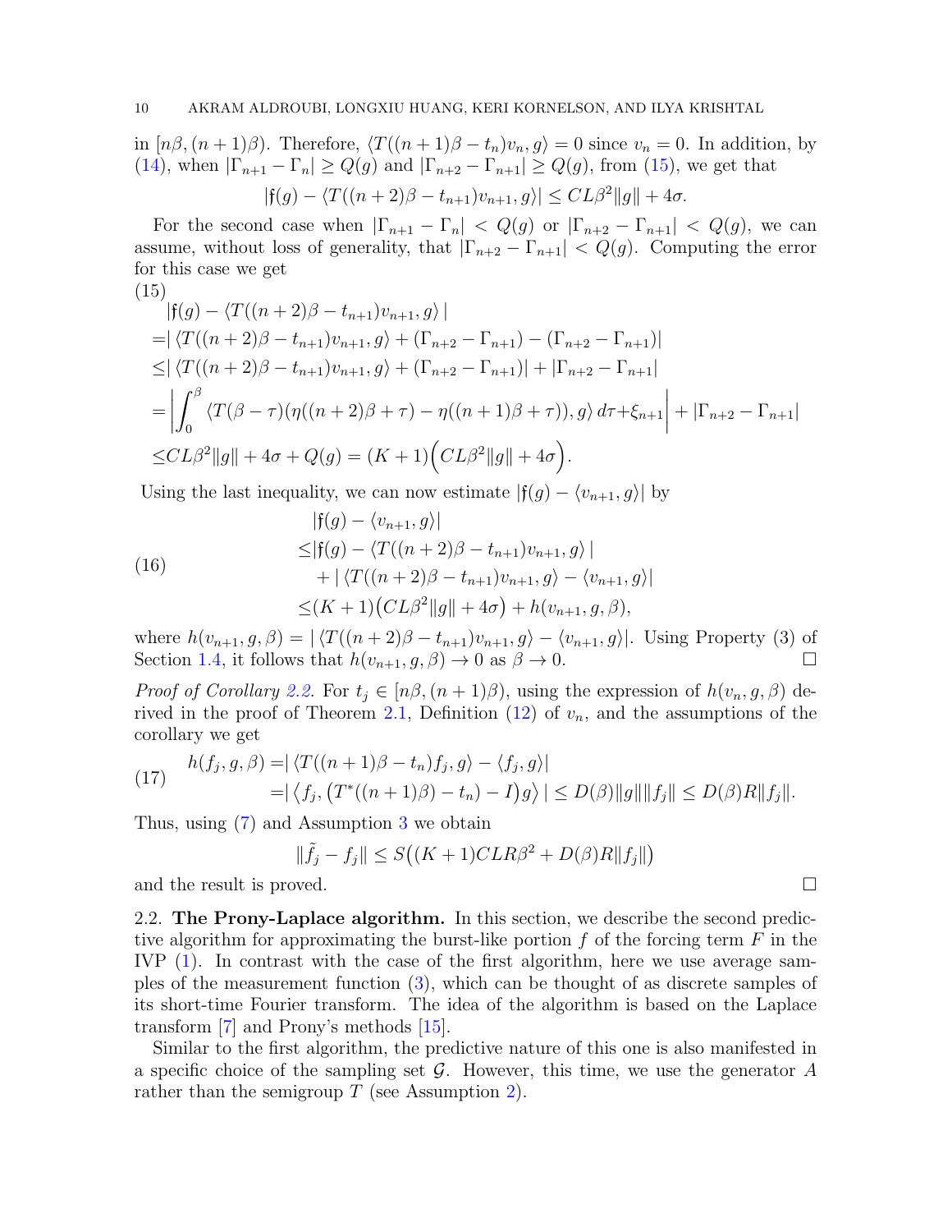in $[n\beta, (n+1)\beta)$. Therefore, $\langle T((n+1)\beta - t_n)v_n, g\rangle = 0$ since $v_n = 0$. In addition, by (14), when $|\Gamma_{n+1} - \Gamma_n| \geq Q(g)$ and $|\Gamma_{n+2} - \Gamma_{n+1}| \geq Q(g)$, from (15), we get that

$$|\mathfrak{f}(g) - \langle T((n+2)\beta - t_{n+1})v_{n+1}, g\rangle| \leq CL\beta^2\|g\| + 4\sigma.$$

For the second case when $|\Gamma_{n+1} - \Gamma_n| < Q(g)$ or $|\Gamma_{n+2} - \Gamma_{n+1}| < Q(g)$, we can assume, without loss of generality, that $|\Gamma_{n+2} - \Gamma_{n+1}| < Q(g)$. Computing the error for this case we get

$$
\begin{aligned}
&|\mathfrak{f}(g) - \langle T((n+2)\beta - t_{n+1})v_{n+1}, g\rangle\,| \\
=&|\,\langle T((n+2)\beta - t_{n+1})v_{n+1}, g\rangle + (\Gamma_{n+2} - \Gamma_{n+1}) - (\Gamma_{n+2} - \Gamma_{n+1})| \\
\leq&|\,\langle T((n+2)\beta - t_{n+1})v_{n+1}, g\rangle + (\Gamma_{n+2} - \Gamma_{n+1})| + |\Gamma_{n+2} - \Gamma_{n+1}| \\
=&\left|\int_0^\beta \langle T(\beta - \tau)(\eta((n+2)\beta + \tau) - \eta((n+1)\beta + \tau)), g\rangle\, d\tau + \xi_{n+1}\right| + |\Gamma_{n+2} - \Gamma_{n+1}| \\
\leq& CL\beta^2\|g\| + 4\sigma + Q(g) = (K+1)\Big(CL\beta^2\|g\| + 4\sigma\Big).
\end{aligned}
\tag{15}
$$

Using the last inequality, we can now estimate $|\mathfrak{f}(g) - \langle v_{n+1}, g\rangle|$ by

$$
\begin{aligned}
&|\mathfrak{f}(g) - \langle v_{n+1}, g\rangle| \\
\leq&|\mathfrak{f}(g) - \langle T((n+2)\beta - t_{n+1})v_{n+1}, g\rangle\,| \\
&+ |\,\langle T((n+2)\beta - t_{n+1})v_{n+1}, g\rangle - \langle v_{n+1}, g\rangle| \\
\leq&(K+1)\big(CL\beta^2\|g\| + 4\sigma\big) + h(v_{n+1}, g, \beta),
\end{aligned}
\tag{16}
$$

where $h(v_{n+1}, g, \beta) = |\,\langle T((n+2)\beta - t_{n+1})v_{n+1}, g\rangle - \langle v_{n+1}, g\rangle|$. Using Property (3) of Section 1.4, it follows that $h(v_{n+1}, g, \beta) \to 0$ as $\beta \to 0$. □

*Proof of Corollary 2.2.* For $t_j \in [n\beta, (n+1)\beta)$, using the expression of $h(v_n, g, \beta)$ derived in the proof of Theorem 2.1, Definition (12) of $v_n$, and the assumptions of the corollary we get

$$
\begin{aligned}
h(f_j, g, \beta) =&|\,\langle T((n+1)\beta - t_n)f_j, g\rangle - \langle f_j, g\rangle| \\
=&|\,\big\langle f_j, \big(T^*((n+1)\beta) - t_n) - I\big)g\big\rangle\,| \leq D(\beta)\|g\|\|f_j\| \leq D(\beta)R\|f_j\|.
\end{aligned}
\tag{17}
$$

Thus, using (7) and Assumption 3 we obtain

$$\|\tilde{f}_j - f_j\| \leq S\big((K+1)CLR\beta^2 + D(\beta)R\|f_j\|\big)$$

and the result is proved. □

## 2.2. The Prony-Laplace algorithm.

In this section, we describe the second predictive algorithm for approximating the burst-like portion $f$ of the forcing term $F$ in the IVP (1). In contrast with the case of the first algorithm, here we use average samples of the measurement function (3), which can be thought of as discrete samples of its short-time Fourier transform. The idea of the algorithm is based on the Laplace transform [7] and Prony's methods [15].

Similar to the first algorithm, the predictive nature of this one is also manifested in a specific choice of the sampling set $\mathcal{G}$. However, this time, we use the generator $A$ rather than the semigroup $T$ (see Assumption 2).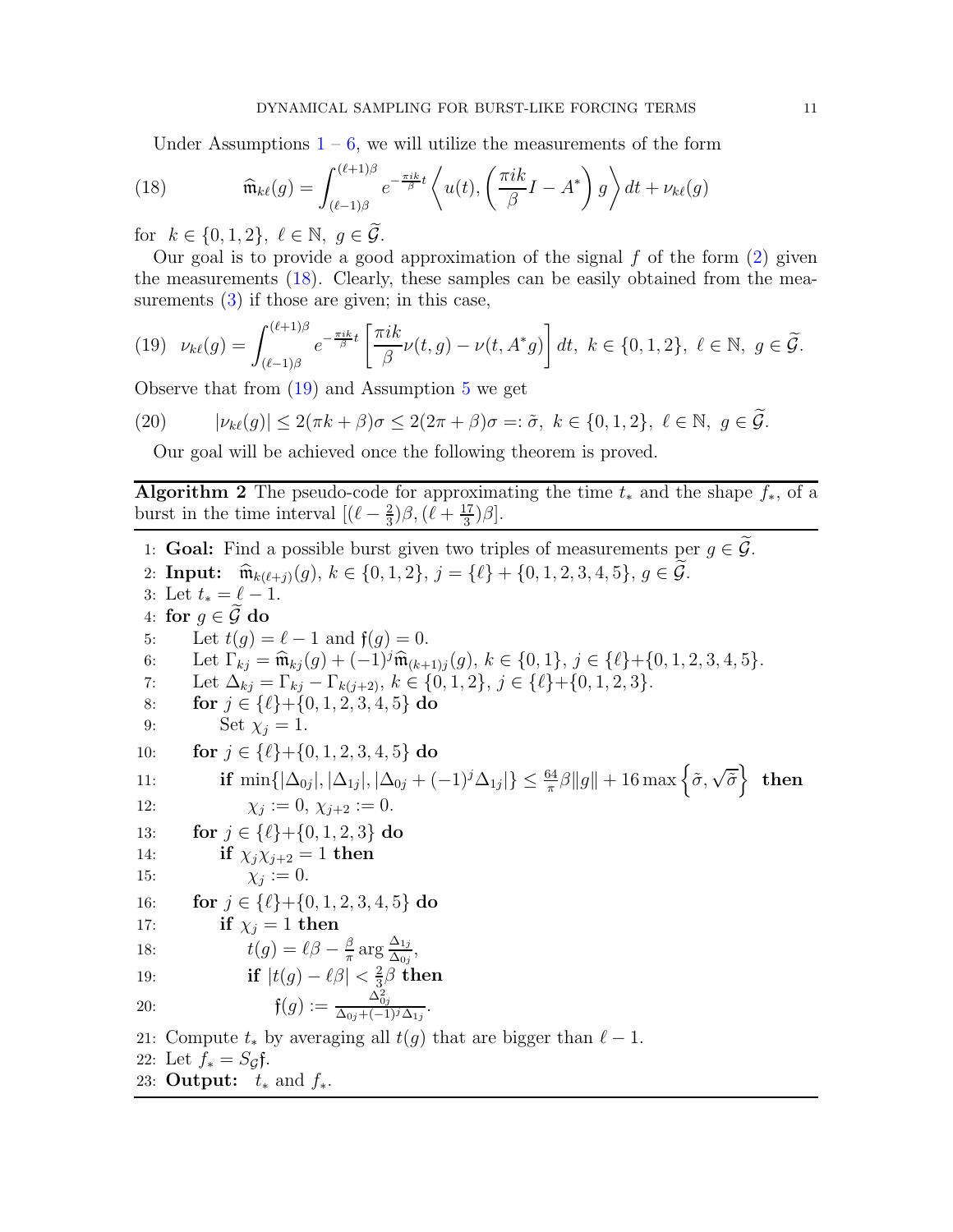Under Assumptions 1 – 6, we will utilize the measurements of the form

$$\widehat{\mathfrak{m}}_{k\ell}(g) = \int_{(\ell-1)\beta}^{(\ell+1)\beta} e^{-\frac{\pi i k}{\beta}t} \left\langle u(t), \left(\frac{\pi i k}{\beta} I - A^*\right) g \right\rangle dt + \nu_{k\ell}(g) \tag{18}$$

for $k \in \{0, 1, 2\}$, $\ell \in \mathbb{N}$, $g \in \widetilde{\mathcal{G}}$.

Our goal is to provide a good approximation of the signal $f$ of the form (2) given the measurements (18). Clearly, these samples can be easily obtained from the measurements (3) if those are given; in this case,

$$\nu_{k\ell}(g) = \int_{(\ell-1)\beta}^{(\ell+1)\beta} e^{-\frac{\pi i k}{\beta}t} \left[\frac{\pi i k}{\beta}\nu(t, g) - \nu(t, A^* g)\right] dt, \ k \in \{0, 1, 2\}, \ \ell \in \mathbb{N}, \ g \in \widetilde{\mathcal{G}}. \tag{19}$$

Observe that from (19) and Assumption 5 we get

$$|\nu_{k\ell}(g)| \leq 2(\pi k + \beta)\sigma \leq 2(2\pi + \beta)\sigma =: \tilde{\sigma}, \ k \in \{0, 1, 2\}, \ \ell \in \mathbb{N}, \ g \in \widetilde{\mathcal{G}}. \tag{20}$$

Our goal will be achieved once the following theorem is proved.

---

**Algorithm 2** The pseudo-code for approximating the time $t_*$ and the shape $f_*$, of a burst in the time interval $[(\ell - \frac{2}{3})\beta, (\ell + \frac{17}{3})\beta]$.

---

1: **Goal:** Find a possible burst given two triples of measurements per $g \in \widetilde{\mathcal{G}}$.
2: **Input:** $\widehat{\mathfrak{m}}_{k(\ell+j)}(g)$, $k \in \{0, 1, 2\}$, $j = \{\ell\} + \{0, 1, 2, 3, 4, 5\}$, $g \in \widetilde{\mathcal{G}}$.
3: Let $t_* = \ell - 1$.
4: **for** $g \in \widetilde{\mathcal{G}}$ **do**
5: &nbsp;&nbsp;&nbsp;&nbsp;Let $t(g) = \ell - 1$ and $\mathfrak{f}(g) = 0$.
6: &nbsp;&nbsp;&nbsp;&nbsp;Let $\Gamma_{kj} = \widehat{\mathfrak{m}}_{kj}(g) + (-1)^j \widehat{\mathfrak{m}}_{(k+1)j}(g)$, $k \in \{0, 1\}$, $j \in \{\ell\}+\{0, 1, 2, 3, 4, 5\}$.
7: &nbsp;&nbsp;&nbsp;&nbsp;Let $\Delta_{kj} = \Gamma_{kj} - \Gamma_{k(j+2)}$, $k \in \{0, 1, 2\}$, $j \in \{\ell\}+\{0, 1, 2, 3\}$.
8: &nbsp;&nbsp;&nbsp;&nbsp;**for** $j \in \{\ell\}+\{0, 1, 2, 3, 4, 5\}$ **do**
9: &nbsp;&nbsp;&nbsp;&nbsp;&nbsp;&nbsp;&nbsp;&nbsp;Set $\chi_j = 1$.
10: &nbsp;&nbsp;&nbsp;&nbsp;**for** $j \in \{\ell\}+\{0, 1, 2, 3, 4, 5\}$ **do**
11: &nbsp;&nbsp;&nbsp;&nbsp;&nbsp;&nbsp;&nbsp;&nbsp;**if** $\min\{|\Delta_{0j}|, |\Delta_{1j}|, |\Delta_{0j} + (-1)^j \Delta_{1j}|\} \leq \frac{64}{\pi}\beta\|g\| + 16 \max\left\{\tilde{\sigma}, \sqrt{\tilde{\sigma}}\right\}$ **then**
12: &nbsp;&nbsp;&nbsp;&nbsp;&nbsp;&nbsp;&nbsp;&nbsp;&nbsp;&nbsp;&nbsp;&nbsp;$\chi_j := 0$, $\chi_{j+2} := 0$.
13: &nbsp;&nbsp;&nbsp;&nbsp;**for** $j \in \{\ell\}+\{0, 1, 2, 3\}$ **do**
14: &nbsp;&nbsp;&nbsp;&nbsp;&nbsp;&nbsp;&nbsp;&nbsp;**if** $\chi_j \chi_{j+2} = 1$ **then**
15: &nbsp;&nbsp;&nbsp;&nbsp;&nbsp;&nbsp;&nbsp;&nbsp;&nbsp;&nbsp;&nbsp;&nbsp;$\chi_j := 0$.
16: &nbsp;&nbsp;&nbsp;&nbsp;**for** $j \in \{\ell\}+\{0, 1, 2, 3, 4, 5\}$ **do**
17: &nbsp;&nbsp;&nbsp;&nbsp;&nbsp;&nbsp;&nbsp;&nbsp;**if** $\chi_j = 1$ **then**
18: &nbsp;&nbsp;&nbsp;&nbsp;&nbsp;&nbsp;&nbsp;&nbsp;&nbsp;&nbsp;&nbsp;&nbsp;$t(g) = \ell\beta - \frac{\beta}{\pi} \arg \frac{\Delta_{1j}}{\Delta_{0j}}$,
19: &nbsp;&nbsp;&nbsp;&nbsp;&nbsp;&nbsp;&nbsp;&nbsp;&nbsp;&nbsp;&nbsp;&nbsp;**if** $|t(g) - \ell\beta| < \frac{2}{3}\beta$ **then**
20: &nbsp;&nbsp;&nbsp;&nbsp;&nbsp;&nbsp;&nbsp;&nbsp;&nbsp;&nbsp;&nbsp;&nbsp;&nbsp;&nbsp;&nbsp;&nbsp;$\mathfrak{f}(g) := \frac{\Delta_{0j}^2}{\Delta_{0j} + (-1)^j \Delta_{1j}}$.
21: Compute $t_*$ by averaging all $t(g)$ that are bigger than $\ell - 1$.
22: Let $f_* = S_{\mathcal{G}}\mathfrak{f}$.
23: **Output:** $t_*$ and $f_*$.

---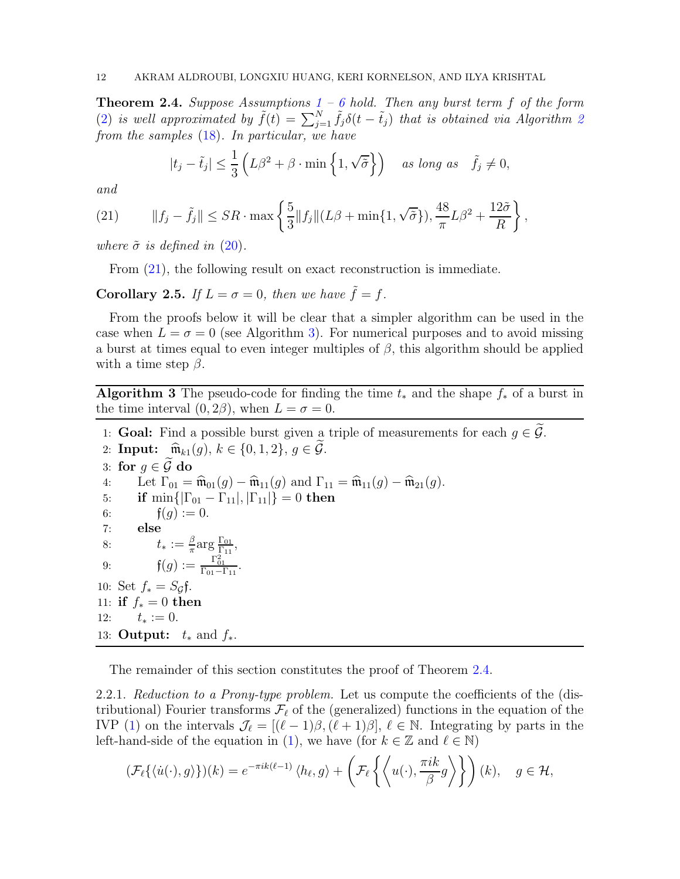**Theorem 2.4.** *Suppose Assumptions 1 – 6 hold. Then any burst term $f$ of the form (2) is well approximated by $\tilde{f}(t) = \sum_{j=1}^N \tilde{f}_j \delta(t - \tilde{t}_j)$ that is obtained via Algorithm 2 from the samples (18). In particular, we have*

$$|t_j - \tilde{t}_j| \le \frac{1}{3}\left(L\beta^2 + \beta \cdot \min\left\{1, \sqrt{\tilde{\sigma}}\right\}\right) \quad \text{as long as} \quad \tilde{f}_j \neq 0,$$

*and*

$$\|f_j - \tilde{f}_j\| \le SR \cdot \max\left\{\frac{5}{3}\|f_j\|(L\beta + \min\{1, \sqrt{\tilde{\sigma}}\}), \frac{48}{\pi}L\beta^2 + \frac{12\tilde{\sigma}}{R}\right\}, \tag{21}$$

*where $\tilde{\sigma}$ is defined in (20).*

From (21), the following result on exact reconstruction is immediate.

**Corollary 2.5.** *If $L = \sigma = 0$, then we have $\tilde{f} = f$.*

From the proofs below it will be clear that a simpler algorithm can be used in the case when $L = \sigma = 0$ (see Algorithm 3). For numerical purposes and to avoid missing a burst at times equal to even integer multiples of $\beta$, this algorithm should be applied with a time step $\beta$.

---

**Algorithm 3** The pseudo-code for finding the time $t_*$ and the shape $f_*$ of a burst in the time interval $(0, 2\beta)$, when $L = \sigma = 0$.

---

1: **Goal:** Find a possible burst given a triple of measurements for each $g \in \widetilde{\mathcal{G}}$.
2: **Input:** $\widehat{\mathfrak{m}}_{k1}(g)$, $k \in \{0, 1, 2\}$, $g \in \widetilde{\mathcal{G}}$.
3: **for** $g \in \widetilde{\mathcal{G}}$ **do**
4: Let $\Gamma_{01} = \widehat{\mathfrak{m}}_{01}(g) - \widehat{\mathfrak{m}}_{11}(g)$ and $\Gamma_{11} = \widehat{\mathfrak{m}}_{11}(g) - \widehat{\mathfrak{m}}_{21}(g)$.
5: **if** $\min\{|\Gamma_{01} - \Gamma_{11}|, |\Gamma_{11}|\} = 0$ **then**
6: $\mathfrak{f}(g) := 0$.
7: **else**
8: $t_* := \frac{\beta}{\pi} \arg \frac{\Gamma_{01}}{\Gamma_{11}}$,
9: $\mathfrak{f}(g) := \frac{\Gamma_{01}^2}{\Gamma_{01} - \Gamma_{11}}$.
10: Set $f_* = S_{\mathcal{G}}\mathfrak{f}$.
11: **if** $f_* = 0$ **then**
12: $t_* := 0$.
13: **Output:** $t_*$ and $f_*$.

---

The remainder of this section constitutes the proof of Theorem 2.4.

2.2.1. *Reduction to a Prony-type problem.* Let us compute the coefficients of the (distributional) Fourier transforms $\mathcal{F}_\ell$ of the (generalized) functions in the equation of the IVP (1) on the intervals $\mathcal{J}_\ell = [(\ell - 1)\beta, (\ell + 1)\beta]$, $\ell \in \mathbb{N}$. Integrating by parts in the left-hand-side of the equation in (1), we have (for $k \in \mathbb{Z}$ and $\ell \in \mathbb{N}$)

$$(\mathcal{F}_\ell\{\langle \dot{u}(\cdot), g\rangle\})(k) = e^{-\pi i k(\ell - 1)}\langle h_\ell, g\rangle + \left(\mathcal{F}_\ell\left\{\left\langle u(\cdot), \frac{\pi i k}{\beta} g\right\rangle\right\}\right)(k), \quad g \in \mathcal{H},$$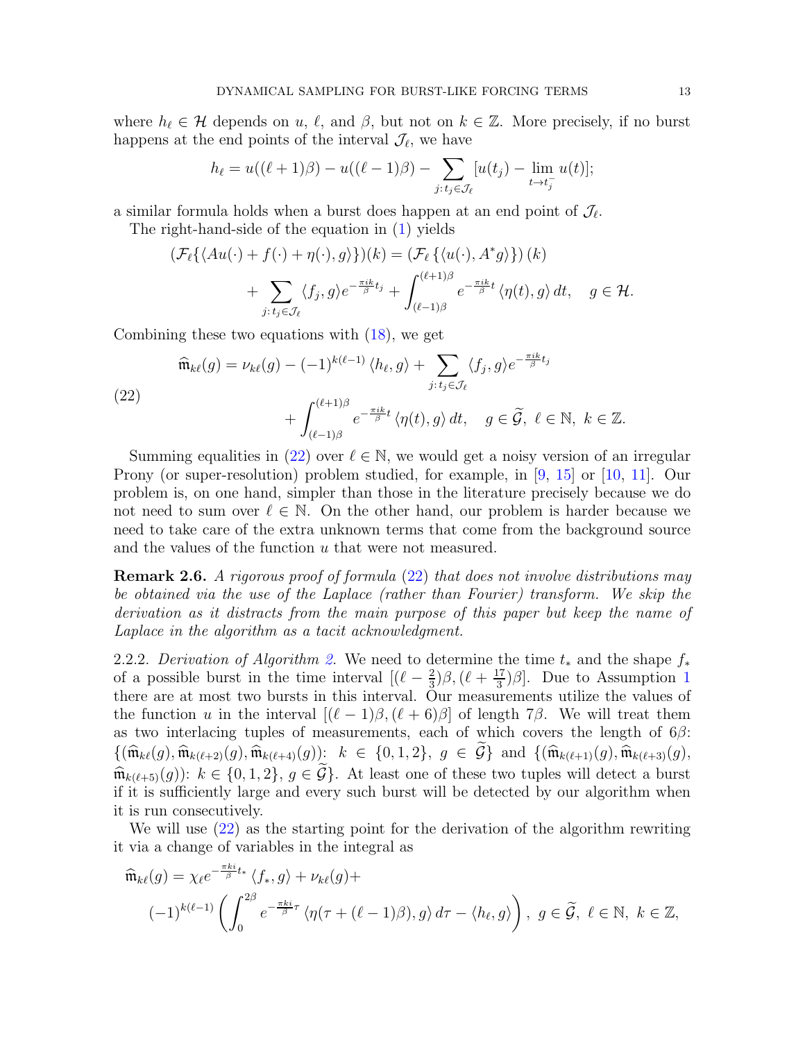where $h_\ell \in \mathcal{H}$ depends on $u$, $\ell$, and $\beta$, but not on $k \in \mathbb{Z}$. More precisely, if no burst happens at the end points of the interval $\mathcal{J}_\ell$, we have

$$h_\ell = u((\ell+1)\beta) - u((\ell-1)\beta) - \sum_{j:\, t_j \in \mathcal{J}_\ell} [u(t_j) - \lim_{t \to t_j^-} u(t)];$$

a similar formula holds when a burst does happen at an end point of $\mathcal{J}_\ell$.

The right-hand-side of the equation in (1) yields

$$(\mathcal{F}_\ell\{\langle Au(\cdot) + f(\cdot) + \eta(\cdot), g\rangle\})(k) = (\mathcal{F}_\ell\{\langle u(\cdot), A^* g\rangle\})(k) + \sum_{j:\, t_j \in \mathcal{J}_\ell} \langle f_j, g\rangle e^{-\frac{\pi i k}{\beta} t_j} + \int_{(\ell-1)\beta}^{(\ell+1)\beta} e^{-\frac{\pi i k}{\beta} t} \langle \eta(t), g\rangle\, dt, \quad g \in \mathcal{H}.$$

Combining these two equations with (18), we get

$$\widehat{\mathfrak{m}}_{k\ell}(g) = \nu_{k\ell}(g) - (-1)^{k(\ell-1)} \langle h_\ell, g\rangle + \sum_{j:\, t_j \in \mathcal{J}_\ell} \langle f_j, g\rangle e^{-\frac{\pi i k}{\beta} t_j} + \int_{(\ell-1)\beta}^{(\ell+1)\beta} e^{-\frac{\pi i k}{\beta} t} \langle \eta(t), g\rangle\, dt, \quad g \in \widetilde{\mathcal{G}},\ \ell \in \mathbb{N},\ k \in \mathbb{Z}. \tag{22}$$

Summing equalities in (22) over $\ell \in \mathbb{N}$, we would get a noisy version of an irregular Prony (or super-resolution) problem studied, for example, in [9, 15] or [10, 11]. Our problem is, on one hand, simpler than those in the literature precisely because we do not need to sum over $\ell \in \mathbb{N}$. On the other hand, our problem is harder because we need to take care of the extra unknown terms that come from the background source and the values of the function $u$ that were not measured.

**Remark 2.6.** *A rigorous proof of formula (22) that does not involve distributions may be obtained via the use of the Laplace (rather than Fourier) transform. We skip the derivation as it distracts from the main purpose of this paper but keep the name of Laplace in the algorithm as a tacit acknowledgment.*

2.2.2. *Derivation of Algorithm 2.* We need to determine the time $t_*$ and the shape $f_*$ of a possible burst in the time interval $[(\ell - \frac{2}{3})\beta, (\ell + \frac{17}{3})\beta]$. Due to Assumption 1 there are at most two bursts in this interval. Our measurements utilize the values of the function $u$ in the interval $[(\ell-1)\beta, (\ell+6)\beta]$ of length $7\beta$. We will treat them as two interlacing tuples of measurements, each of which covers the length of $6\beta$: $\{(\widehat{\mathfrak{m}}_{k\ell}(g), \widehat{\mathfrak{m}}_{k(\ell+2)}(g), \widehat{\mathfrak{m}}_{k(\ell+4)}(g))\colon\ k \in \{0,1,2\},\ g \in \widetilde{\mathcal{G}}\}$ and $\{(\widehat{\mathfrak{m}}_{k(\ell+1)}(g), \widehat{\mathfrak{m}}_{k(\ell+3)}(g), \widehat{\mathfrak{m}}_{k(\ell+5)}(g))\colon\ k \in \{0,1,2\},\ g \in \widetilde{\mathcal{G}}\}$. At least one of these two tuples will detect a burst if it is sufficiently large and every such burst will be detected by our algorithm when it is run consecutively.

We will use (22) as the starting point for the derivation of the algorithm rewriting it via a change of variables in the integral as

$$\widehat{\mathfrak{m}}_{k\ell}(g) = \chi_\ell e^{-\frac{\pi k i}{\beta} t_*} \langle f_*, g\rangle + \nu_{k\ell}(g) + (-1)^{k(\ell-1)} \left( \int_0^{2\beta} e^{-\frac{\pi k i}{\beta}\tau} \langle \eta(\tau + (\ell-1)\beta), g\rangle\, d\tau - \langle h_\ell, g\rangle \right),\ g \in \widetilde{\mathcal{G}},\ \ell \in \mathbb{N},\ k \in \mathbb{Z},$$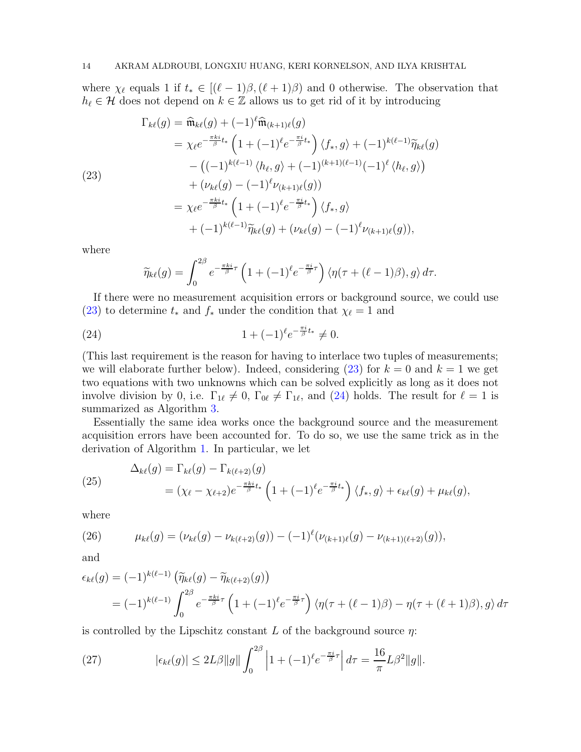where $\chi_\ell$ equals 1 if $t_* \in [(\ell-1)\beta, (\ell+1)\beta)$ and 0 otherwise. The observation that $h_\ell \in \mathcal{H}$ does not depend on $k \in \mathbb{Z}$ allows us to get rid of it by introducing

$$
\begin{aligned}
\Gamma_{k\ell}(g) &= \widehat{\mathfrak{m}}_{k\ell}(g) + (-1)^\ell \widehat{\mathfrak{m}}_{(k+1)\ell}(g) \\
&= \chi_\ell e^{-\frac{\pi k i}{\beta} t_*}\left(1 + (-1)^\ell e^{-\frac{\pi i}{\beta} t_*}\right)\langle f_*, g\rangle + (-1)^{k(\ell-1)}\widetilde{\eta}_{k\ell}(g) \\
&\quad - \left((-1)^{k(\ell-1)}\langle h_\ell, g\rangle + (-1)^{(k+1)(\ell-1)}(-1)^\ell \langle h_\ell, g\rangle\right) \\
&\quad + \left(\nu_{k\ell}(g) - (-1)^\ell \nu_{(k+1)\ell}(g)\right) \\
&= \chi_\ell e^{-\frac{\pi k i}{\beta} t_*}\left(1 + (-1)^\ell e^{-\frac{\pi i}{\beta} t_*}\right)\langle f_*, g\rangle \\
&\quad + (-1)^{k(\ell-1)}\widetilde{\eta}_{k\ell}(g) + \left(\nu_{k\ell}(g) - (-1)^\ell \nu_{(k+1)\ell}(g)\right),
\end{aligned}
\tag{23}
$$

where

$$
\widetilde{\eta}_{k\ell}(g) = \int_0^{2\beta} e^{-\frac{\pi k i}{\beta}\tau}\left(1 + (-1)^\ell e^{-\frac{\pi i}{\beta}\tau}\right)\langle \eta(\tau + (\ell-1)\beta), g\rangle\, d\tau.
$$

If there were no measurement acquisition errors or background source, we could use (23) to determine $t_*$ and $f_*$ under the condition that $\chi_\ell = 1$ and

$$
1 + (-1)^\ell e^{-\frac{\pi i}{\beta} t_*} \neq 0. \tag{24}
$$

(This last requirement is the reason for having to interlace two tuples of measurements; we will elaborate further below). Indeed, considering (23) for $k = 0$ and $k = 1$ we get two equations with two unknowns which can be solved explicitly as long as it does not involve division by 0, i.e. $\Gamma_{1\ell} \neq 0$, $\Gamma_{0\ell} \neq \Gamma_{1\ell}$, and (24) holds. The result for $\ell = 1$ is summarized as Algorithm 3.

Essentially the same idea works once the background source and the measurement acquisition errors have been accounted for. To do so, we use the same trick as in the derivation of Algorithm 1. In particular, we let

$$
\begin{aligned}
\Delta_{k\ell}(g) &= \Gamma_{k\ell}(g) - \Gamma_{k(\ell+2)}(g) \\
&= (\chi_\ell - \chi_{\ell+2}) e^{-\frac{\pi k i}{\beta} t_*}\left(1 + (-1)^\ell e^{-\frac{\pi i}{\beta} t_*}\right)\langle f_*, g\rangle + \epsilon_{k\ell}(g) + \mu_{k\ell}(g),
\end{aligned}
\tag{25}
$$

where

$$
\mu_{k\ell}(g) = (\nu_{k\ell}(g) - \nu_{k(\ell+2)}(g)) - (-1)^\ell(\nu_{(k+1)\ell}(g) - \nu_{(k+1)(\ell+2)}(g)), \tag{26}
$$

and

$$
\begin{aligned}
\epsilon_{k\ell}(g) &= (-1)^{k(\ell-1)}\left(\widetilde{\eta}_{k\ell}(g) - \widetilde{\eta}_{k(\ell+2)}(g)\right) \\
&= (-1)^{k(\ell-1)} \int_0^{2\beta} e^{-\frac{\pi k i}{\beta}\tau}\left(1 + (-1)^\ell e^{-\frac{\pi i}{\beta}\tau}\right)\langle \eta(\tau + (\ell-1)\beta) - \eta(\tau + (\ell+1)\beta), g\rangle\, d\tau
\end{aligned}
$$

is controlled by the Lipschitz constant $L$ of the background source $\eta$:

$$
|\epsilon_{k\ell}(g)| \leq 2L\beta\|g\| \int_0^{2\beta} \left|1 + (-1)^\ell e^{-\frac{\pi i}{\beta}\tau}\right| d\tau = \frac{16}{\pi} L\beta^2 \|g\|. \tag{27}
$$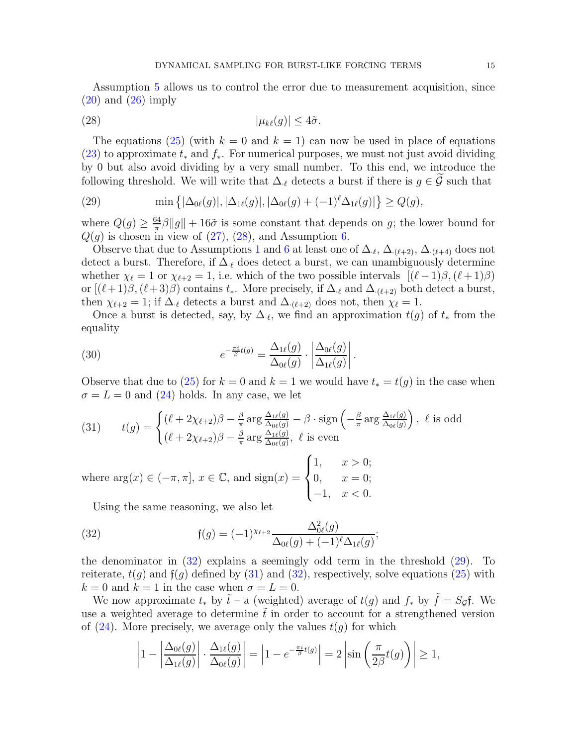Assumption 5 allows us to control the error due to measurement acquisition, since (20) and (26) imply

$$|\mu_{k\ell}(g)| \le 4\tilde{\sigma}. \tag{28}$$

The equations (25) (with $k=0$ and $k=1$) can now be used in place of equations (23) to approximate $t_*$ and $f_*$. For numerical purposes, we must not just avoid dividing by 0 but also avoid dividing by a very small number. To this end, we introduce the following threshold. We will write that $\Delta_{\cdot\ell}$ detects a burst if there is $g\in\widetilde{\mathcal{G}}$ such that

$$\min\left\{|\Delta_{0\ell}(g)|, |\Delta_{1\ell}(g)|, |\Delta_{0\ell}(g)+(-1)^\ell\Delta_{1\ell}(g)|\right\} \ge Q(g), \tag{29}$$

where $Q(g)\ge \frac{64}{\pi}\beta\|g\| + 16\tilde{\sigma}$ is some constant that depends on $g$; the lower bound for $Q(g)$ is chosen in view of (27), (28), and Assumption 6.

Observe that due to Assumptions 1 and 6 at least one of $\Delta_{\cdot\ell}$, $\Delta_{\cdot(\ell+2)}$, $\Delta_{\cdot(\ell+4)}$ does not detect a burst. Therefore, if $\Delta_{\cdot\ell}$ does detect a burst, we can unambiguously determine whether $\chi_\ell = 1$ or $\chi_{\ell+2}=1$, i.e. which of the two possible intervals $[(\ell-1)\beta,(\ell+1)\beta)$ or $[(\ell+1)\beta,(\ell+3)\beta)$ contains $t_*$. More precisely, if $\Delta_{\cdot\ell}$ and $\Delta_{\cdot(\ell+2)}$ both detect a burst, then $\chi_{\ell+2}=1$; if $\Delta_{\cdot\ell}$ detects a burst and $\Delta_{\cdot(\ell+2)}$ does not, then $\chi_\ell=1$.

Once a burst is detected, say, by $\Delta_{\cdot\ell}$, we find an approximation $t(g)$ of $t_*$ from the equality

$$e^{-\frac{\pi i}{\beta}t(g)} = \frac{\Delta_{1\ell}(g)}{\Delta_{0\ell}(g)}\cdot\left|\frac{\Delta_{0\ell}(g)}{\Delta_{1\ell}(g)}\right|. \tag{30}$$

Observe that due to (25) for $k=0$ and $k=1$ we would have $t_*=t(g)$ in the case when $\sigma=L=0$ and (24) holds. In any case, we let

$$t(g) = \begin{cases} (\ell+2\chi_{\ell+2})\beta - \frac{\beta}{\pi}\arg\frac{\Delta_{1\ell}(g)}{\Delta_{0\ell}(g)} - \beta\cdot\operatorname{sign}\left(-\frac{\beta}{\pi}\arg\frac{\Delta_{1\ell}(g)}{\Delta_{0\ell}(g)}\right), & \ell \text{ is odd}\\ (\ell+2\chi_{\ell+2})\beta - \frac{\beta}{\pi}\arg\frac{\Delta_{1\ell}(g)}{\Delta_{0\ell}(g)}, & \ell \text{ is even}\end{cases} \tag{31}$$

where $\arg(x)\in(-\pi,\pi]$, $x\in\mathbb{C}$, and $\operatorname{sign}(x) = \begin{cases}1, & x>0;\\ 0, & x=0;\\ -1, & x<0.\end{cases}$

Using the same reasoning, we also let

$$\mathfrak{f}(g) = (-1)^{\chi_{\ell+2}}\frac{\Delta_{0\ell}^2(g)}{\Delta_{0\ell}(g)+(-1)^\ell\Delta_{1\ell}(g)}; \tag{32}$$

the denominator in (32) explains a seemingly odd term in the threshold (29). To reiterate, $t(g)$ and $\mathfrak{f}(g)$ defined by (31) and (32), respectively, solve equations (25) with $k=0$ and $k=1$ in the case when $\sigma=L=0$.

We now approximate $t_*$ by $\tilde{t}$ – a (weighted) average of $t(g)$ and $f_*$ by $\tilde{f}=S_{\mathcal{G}}\mathfrak{f}$. We use a weighted average to determine $\tilde{t}$ in order to account for a strengthened version of (24). More precisely, we average only the values $t(g)$ for which

$$\left|1-\left|\frac{\Delta_{0\ell}(g)}{\Delta_{1\ell}(g)}\right|\cdot\frac{\Delta_{1\ell}(g)}{\Delta_{0\ell}(g)}\right| = \left|1-e^{-\frac{\pi i}{\beta}t(g)}\right| = 2\left|\sin\left(\frac{\pi}{2\beta}t(g)\right)\right| \ge 1,$$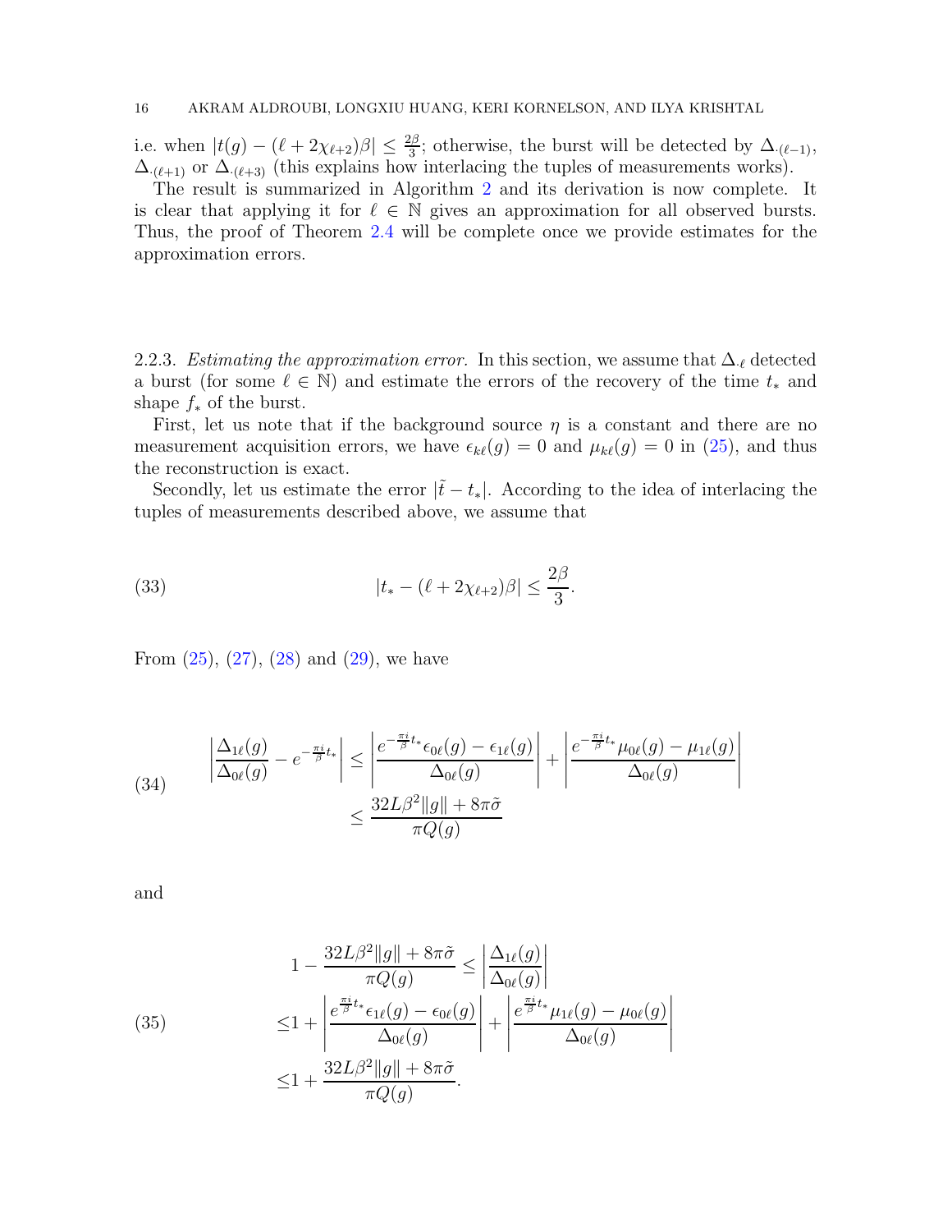i.e. when $|t(g) - (\ell + 2\chi_{\ell+2})\beta| \leq \frac{2\beta}{3}$; otherwise, the burst will be detected by $\Delta_{\cdot(\ell-1)}$, $\Delta_{\cdot(\ell+1)}$ or $\Delta_{\cdot(\ell+3)}$ (this explains how interlacing the tuples of measurements works).

The result is summarized in Algorithm 2 and its derivation is now complete. It is clear that applying it for $\ell \in \mathbb{N}$ gives an approximation for all observed bursts. Thus, the proof of Theorem 2.4 will be complete once we provide estimates for the approximation errors.

2.2.3. *Estimating the approximation error.* In this section, we assume that $\Delta_{\cdot\ell}$ detected a burst (for some $\ell \in \mathbb{N}$) and estimate the errors of the recovery of the time $t_*$ and shape $f_*$ of the burst.

First, let us note that if the background source $\eta$ is a constant and there are no measurement acquisition errors, we have $\epsilon_{k\ell}(g) = 0$ and $\mu_{k\ell}(g) = 0$ in (25), and thus the reconstruction is exact.

Secondly, let us estimate the error $|\tilde{t} - t_*|$. According to the idea of interlacing the tuples of measurements described above, we assume that

$$|t_* - (\ell + 2\chi_{\ell+2})\beta| \leq \frac{2\beta}{3}. \tag{33}$$

From (25), (27), (28) and (29), we have

$$\begin{aligned}
\left|\frac{\Delta_{1\ell}(g)}{\Delta_{0\ell}(g)} - e^{-\frac{\pi i}{\beta}t_*}\right| &\leq \left|\frac{e^{-\frac{\pi i}{\beta}t_*}\epsilon_{0\ell}(g) - \epsilon_{1\ell}(g)}{\Delta_{0\ell}(g)}\right| + \left|\frac{e^{-\frac{\pi i}{\beta}t_*}\mu_{0\ell}(g) - \mu_{1\ell}(g)}{\Delta_{0\ell}(g)}\right| \\
&\leq \frac{32L\beta^2\|g\| + 8\pi\tilde{\sigma}}{\pi Q(g)}
\end{aligned} \tag{34}$$

and

$$\begin{aligned}
1 - \frac{32L\beta^2\|g\| + 8\pi\tilde{\sigma}}{\pi Q(g)} &\leq \left|\frac{\Delta_{1\ell}(g)}{\Delta_{0\ell}(g)}\right| \\
&\leq 1 + \left|\frac{e^{\frac{\pi i}{\beta}t_*}\epsilon_{1\ell}(g) - \epsilon_{0\ell}(g)}{\Delta_{0\ell}(g)}\right| + \left|\frac{e^{\frac{\pi i}{\beta}t_*}\mu_{1\ell}(g) - \mu_{0\ell}(g)}{\Delta_{0\ell}(g)}\right| \\
&\leq 1 + \frac{32L\beta^2\|g\| + 8\pi\tilde{\sigma}}{\pi Q(g)}.
\end{aligned} \tag{35}$$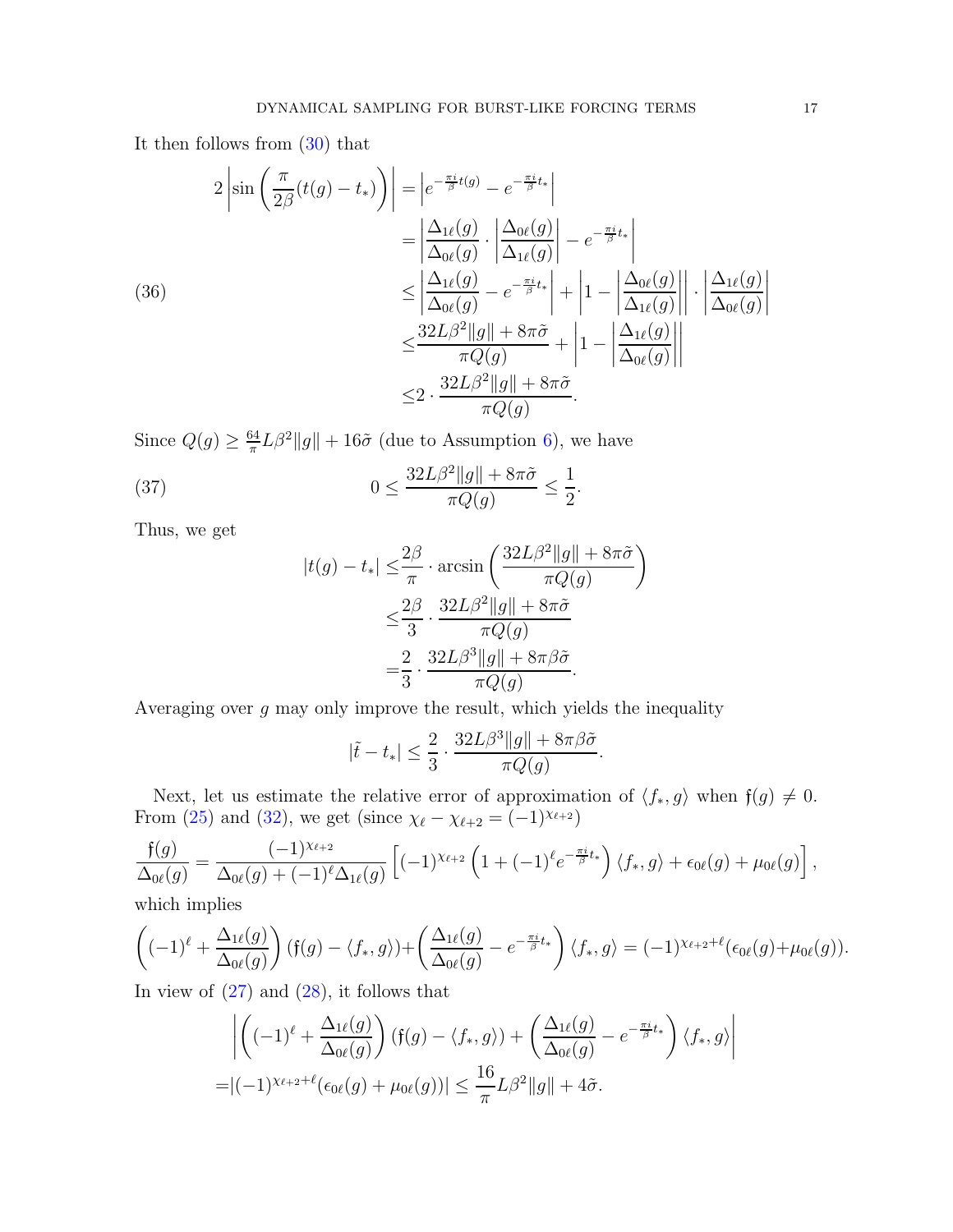It then follows from (30) that

$$
\begin{aligned}
2\left|\sin\left(\frac{\pi}{2\beta}(t(g)-t_*)\right)\right| &= \left|e^{-\frac{\pi i}{\beta}t(g)} - e^{-\frac{\pi i}{\beta}t_*}\right| \\
&= \left|\frac{\Delta_{1\ell}(g)}{\Delta_{0\ell}(g)} \cdot \left|\frac{\Delta_{0\ell}(g)}{\Delta_{1\ell}(g)}\right| - e^{-\frac{\pi i}{\beta}t_*}\right| \\
&\le \left|\frac{\Delta_{1\ell}(g)}{\Delta_{0\ell}(g)} - e^{-\frac{\pi i}{\beta}t_*}\right| + \left|1 - \left|\frac{\Delta_{0\ell}(g)}{\Delta_{1\ell}(g)}\right|\right| \cdot \left|\frac{\Delta_{1\ell}(g)}{\Delta_{0\ell}(g)}\right| \\
&\le \frac{32L\beta^2\|g\| + 8\pi\tilde{\sigma}}{\pi Q(g)} + \left|1 - \left|\frac{\Delta_{1\ell}(g)}{\Delta_{0\ell}(g)}\right|\right| \\
&\le 2 \cdot \frac{32L\beta^2\|g\| + 8\pi\tilde{\sigma}}{\pi Q(g)}.
\end{aligned} \tag{36}
$$

Since $Q(g) \ge \frac{64}{\pi}L\beta^2\|g\| + 16\tilde{\sigma}$ (due to Assumption 6), we have

$$
0 \le \frac{32L\beta^2\|g\| + 8\pi\tilde{\sigma}}{\pi Q(g)} \le \frac{1}{2}. \tag{37}
$$

Thus, we get

$$
\begin{aligned}
|t(g) - t_*| &\le \frac{2\beta}{\pi} \cdot \arcsin\left(\frac{32L\beta^2\|g\| + 8\pi\tilde{\sigma}}{\pi Q(g)}\right) \\
&\le \frac{2\beta}{3} \cdot \frac{32L\beta^2\|g\| + 8\pi\tilde{\sigma}}{\pi Q(g)} \\
&= \frac{2}{3} \cdot \frac{32L\beta^3\|g\| + 8\pi\beta\tilde{\sigma}}{\pi Q(g)}.
\end{aligned}
$$

Averaging over $g$ may only improve the result, which yields the inequality

$$
|\tilde{t} - t_*| \le \frac{2}{3} \cdot \frac{32L\beta^3\|g\| + 8\pi\beta\tilde{\sigma}}{\pi Q(g)}.
$$

Next, let us estimate the relative error of approximation of $\langle f_*, g\rangle$ when $\mathfrak{f}(g) \neq 0$. From (25) and (32), we get (since $\chi_\ell - \chi_{\ell+2} = (-1)^{\chi_{\ell+2}}$)

$$
\frac{\mathfrak{f}(g)}{\Delta_{0\ell}(g)} = \frac{(-1)^{\chi_{\ell+2}}}{\Delta_{0\ell}(g) + (-1)^\ell \Delta_{1\ell}(g)} \left[(-1)^{\chi_{\ell+2}}\left(1 + (-1)^\ell e^{-\frac{\pi i}{\beta}t_*}\right)\langle f_*, g\rangle + \epsilon_{0\ell}(g) + \mu_{0\ell}(g)\right],
$$

which implies

$$
\left((-1)^\ell + \frac{\Delta_{1\ell}(g)}{\Delta_{0\ell}(g)}\right)(\mathfrak{f}(g) - \langle f_*, g\rangle) + \left(\frac{\Delta_{1\ell}(g)}{\Delta_{0\ell}(g)} - e^{-\frac{\pi i}{\beta}t_*}\right)\langle f_*, g\rangle = (-1)^{\chi_{\ell+2}+\ell}(\epsilon_{0\ell}(g) + \mu_{0\ell}(g)).
$$

In view of (27) and (28), it follows that

$$
\begin{aligned}
&\left|\left((-1)^\ell + \frac{\Delta_{1\ell}(g)}{\Delta_{0\ell}(g)}\right)(\mathfrak{f}(g) - \langle f_*, g\rangle) + \left(\frac{\Delta_{1\ell}(g)}{\Delta_{0\ell}(g)} - e^{-\frac{\pi i}{\beta}t_*}\right)\langle f_*, g\rangle\right| \\
=&\left|(-1)^{\chi_{\ell+2}+\ell}(\epsilon_{0\ell}(g) + \mu_{0\ell}(g))\right| \le \frac{16}{\pi}L\beta^2\|g\| + 4\tilde{\sigma}.
\end{aligned}
$$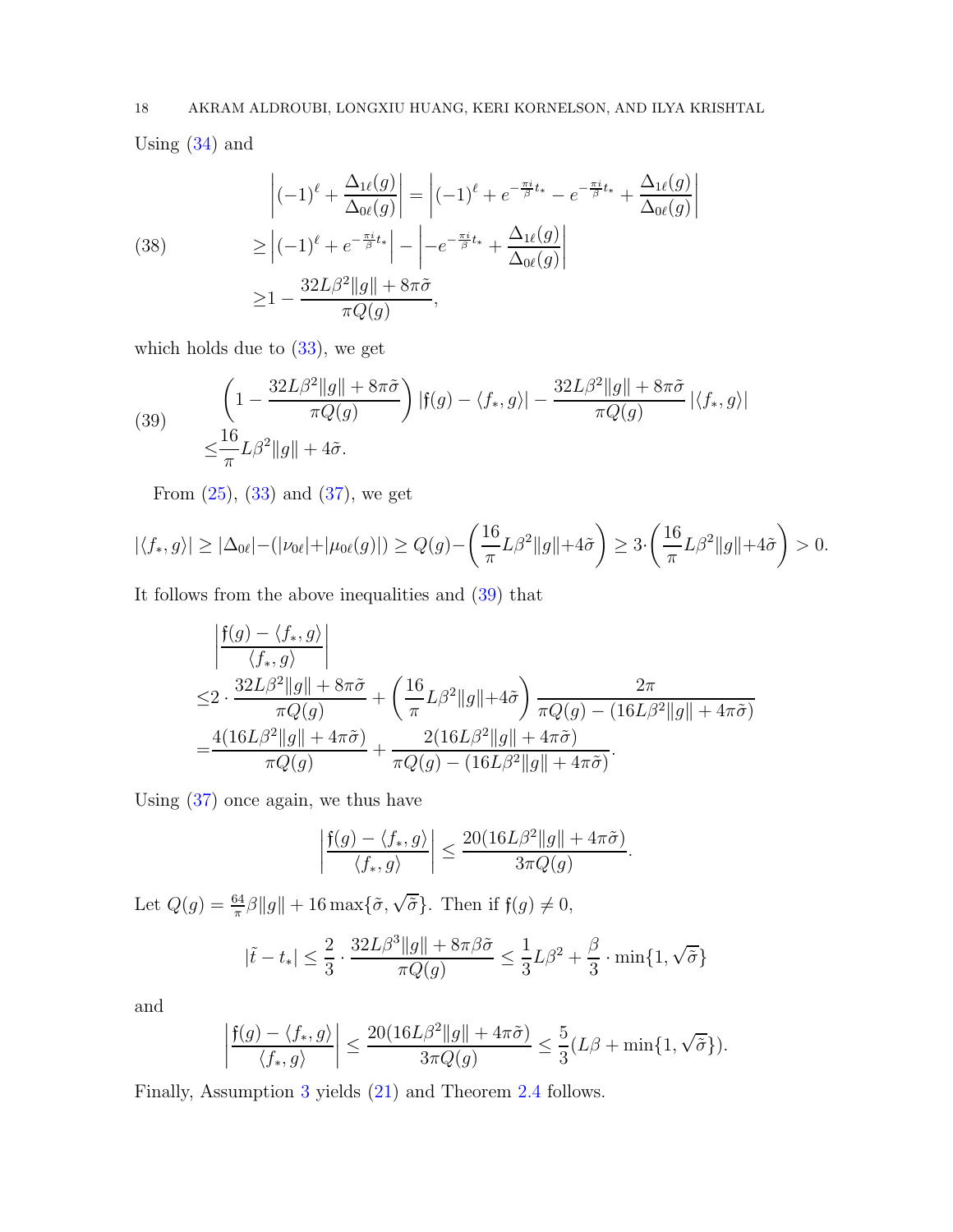Using (34) and

$$
\begin{aligned}
\left|(-1)^\ell + \frac{\Delta_{1\ell}(g)}{\Delta_{0\ell}(g)}\right| &= \left|(-1)^\ell + e^{-\frac{\pi i}{\beta}t_*} - e^{-\frac{\pi i}{\beta}t_*} + \frac{\Delta_{1\ell}(g)}{\Delta_{0\ell}(g)}\right| \\
&\geq \left|(-1)^\ell + e^{-\frac{\pi i}{\beta}t_*}\right| - \left|-e^{-\frac{\pi i}{\beta}t_*} + \frac{\Delta_{1\ell}(g)}{\Delta_{0\ell}(g)}\right| \\
&\geq 1 - \frac{32L\beta^2\|g\| + 8\pi\tilde{\sigma}}{\pi Q(g)},
\end{aligned} \tag{38}
$$

which holds due to (33), we get

$$
\begin{aligned}
&\left(1 - \frac{32L\beta^2\|g\| + 8\pi\tilde{\sigma}}{\pi Q(g)}\right) |\mathfrak{f}(g) - \langle f_*, g\rangle| - \frac{32L\beta^2\|g\| + 8\pi\tilde{\sigma}}{\pi Q(g)} |\langle f_*, g\rangle| \\
\leq& \frac{16}{\pi}L\beta^2\|g\| + 4\tilde{\sigma}.
\end{aligned} \tag{39}
$$

From (25), (33) and (37), we get

$$
|\langle f_*, g\rangle| \geq |\Delta_{0\ell}| - (|\nu_{0\ell}| + |\mu_{0\ell}(g)|) \geq Q(g) - \left(\frac{16}{\pi}L\beta^2\|g\| + 4\tilde{\sigma}\right) \geq 3\cdot\left(\frac{16}{\pi}L\beta^2\|g\| + 4\tilde{\sigma}\right) > 0.
$$

It follows from the above inequalities and (39) that

$$
\begin{aligned}
&\left|\frac{\mathfrak{f}(g) - \langle f_*, g\rangle}{\langle f_*, g\rangle}\right| \\
\leq& 2 \cdot \frac{32L\beta^2\|g\| + 8\pi\tilde{\sigma}}{\pi Q(g)} + \left(\frac{16}{\pi}L\beta^2\|g\| + 4\tilde{\sigma}\right)\frac{2\pi}{\pi Q(g) - (16L\beta^2\|g\| + 4\pi\tilde{\sigma})} \\
=& \frac{4(16L\beta^2\|g\| + 4\pi\tilde{\sigma})}{\pi Q(g)} + \frac{2(16L\beta^2\|g\| + 4\pi\tilde{\sigma})}{\pi Q(g) - (16L\beta^2\|g\| + 4\pi\tilde{\sigma})}.
\end{aligned}
$$

Using (37) once again, we thus have

$$
\left|\frac{\mathfrak{f}(g) - \langle f_*, g\rangle}{\langle f_*, g\rangle}\right| \leq \frac{20(16L\beta^2\|g\| + 4\pi\tilde{\sigma})}{3\pi Q(g)}.
$$

Let $Q(g) = \frac{64}{\pi}\beta\|g\| + 16\max\{\tilde{\sigma}, \sqrt{\tilde{\sigma}}\}$. Then if $\mathfrak{f}(g) \neq 0$,

$$
|\tilde{t} - t_*| \leq \frac{2}{3}\cdot\frac{32L\beta^3\|g\| + 8\pi\beta\tilde{\sigma}}{\pi Q(g)} \leq \frac{1}{3}L\beta^2 + \frac{\beta}{3}\cdot\min\{1, \sqrt{\tilde{\sigma}}\}
$$

and

$$
\left|\frac{\mathfrak{f}(g) - \langle f_*, g\rangle}{\langle f_*, g\rangle}\right| \leq \frac{20(16L\beta^2\|g\| + 4\pi\tilde{\sigma})}{3\pi Q(g)} \leq \frac{5}{3}(L\beta + \min\{1, \sqrt{\tilde{\sigma}}\}).
$$

Finally, Assumption 3 yields (21) and Theorem 2.4 follows.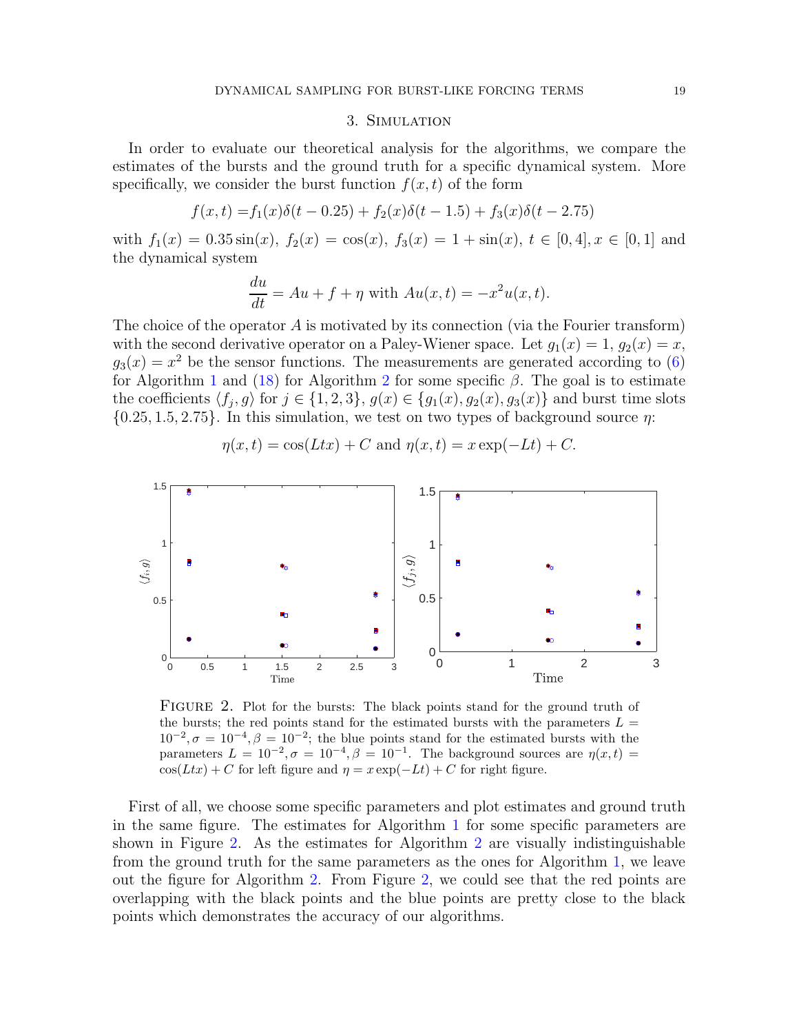## 3. Simulation

In order to evaluate our theoretical analysis for the algorithms, we compare the estimates of the bursts and the ground truth for a specific dynamical system. More specifically, we consider the burst function $f(x,t)$ of the form

$$f(x,t) = f_1(x)\delta(t-0.25) + f_2(x)\delta(t-1.5) + f_3(x)\delta(t-2.75)$$

with $f_1(x) = 0.35\sin(x)$, $f_2(x) = \cos(x)$, $f_3(x) = 1+\sin(x)$, $t \in [0,4], x \in [0,1]$ and the dynamical system

$$\frac{du}{dt} = Au + f + \eta \text{ with } Au(x,t) = -x^2 u(x,t).$$

The choice of the operator $A$ is motivated by its connection (via the Fourier transform) with the second derivative operator on a Paley-Wiener space. Let $g_1(x) = 1$, $g_2(x) = x$, $g_3(x) = x^2$ be the sensor functions. The measurements are generated according to (6) for Algorithm 1 and (18) for Algorithm 2 for some specific $\beta$. The goal is to estimate the coefficients $\langle f_j, g\rangle$ for $j \in \{1,2,3\}$, $g(x) \in \{g_1(x), g_2(x), g_3(x)\}$ and burst time slots $\{0.25, 1.5, 2.75\}$. In this simulation, we test on two types of background source $\eta$:

$$\eta(x,t) = \cos(Ltx) + C \text{ and } \eta(x,t) = x\exp(-Lt) + C.$$

Figure 2. Plot for the bursts: The black points stand for the ground truth of the bursts; the red points stand for the estimated bursts with the parameters $L = 10^{-2}, \sigma = 10^{-4}, \beta = 10^{-2}$; the blue points stand for the estimated bursts with the parameters $L = 10^{-2}, \sigma = 10^{-4}, \beta = 10^{-1}$. The background sources are $\eta(x,t) = \cos(Ltx) + C$ for left figure and $\eta = x\exp(-Lt) + C$ for right figure.

First of all, we choose some specific parameters and plot estimates and ground truth in the same figure. The estimates for Algorithm 1 for some specific parameters are shown in Figure 2. As the estimates for Algorithm 2 are visually indistinguishable from the ground truth for the same parameters as the ones for Algorithm 1, we leave out the figure for Algorithm 2. From Figure 2, we could see that the red points are overlapping with the black points and the blue points are pretty close to the black points which demonstrates the accuracy of our algorithms.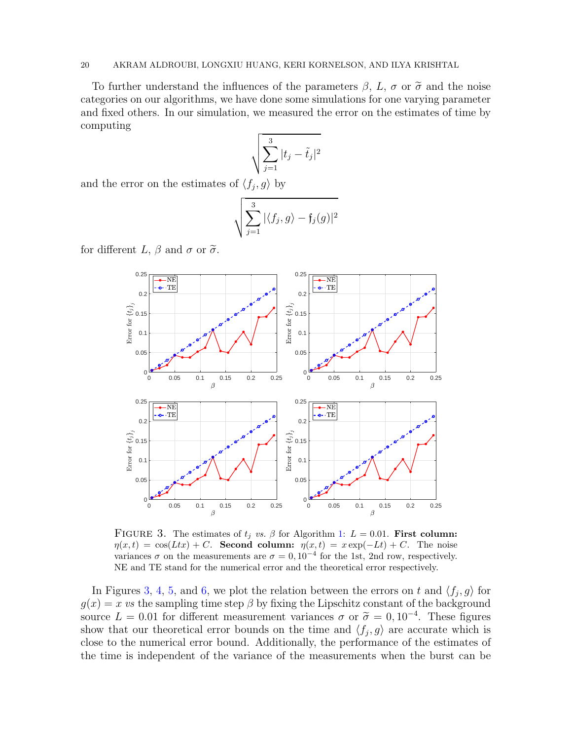To further understand the influences of the parameters $\beta$, $L$, $\sigma$ or $\widetilde{\sigma}$ and the noise categories on our algorithms, we have done some simulations for one varying parameter and fixed others. In our simulation, we measured the error on the estimates of time by computing

$$\sqrt{\sum_{j=1}^{3} |t_j - \tilde{t}_j|^2}$$

and the error on the estimates of $\langle f_j, g\rangle$ by

$$\sqrt{\sum_{j=1}^{3} |\langle f_j, g\rangle - \mathfrak{f}_j(g)|^2}$$

for different $L$, $\beta$ and $\sigma$ or $\widetilde{\sigma}$.

FIGURE 3. The estimates of $t_j$ *vs.* $\beta$ for Algorithm 1: $L = 0.01$. **First column:** $\eta(x,t) = \cos(Ltx) + C$. **Second column:** $\eta(x,t) = x\exp(-Lt) + C$. The noise variances $\sigma$ on the measurements are $\sigma = 0, 10^{-4}$ for the 1st, 2nd row, respectively. NE and TE stand for the numerical error and the theoretical error respectively.

In Figures 3, 4, 5, and 6, we plot the relation between the errors on $t$ and $\langle f_j, g\rangle$ for $g(x) = x$ *vs* the sampling time step $\beta$ by fixing the Lipschitz constant of the background source $L = 0.01$ for different measurement variances $\sigma$ or $\widetilde{\sigma} = 0, 10^{-4}$. These figures show that our theoretical error bounds on the time and $\langle f_j, g\rangle$ are accurate which is close to the numerical error bound. Additionally, the performance of the estimates of the time is independent of the variance of the measurements when the burst can be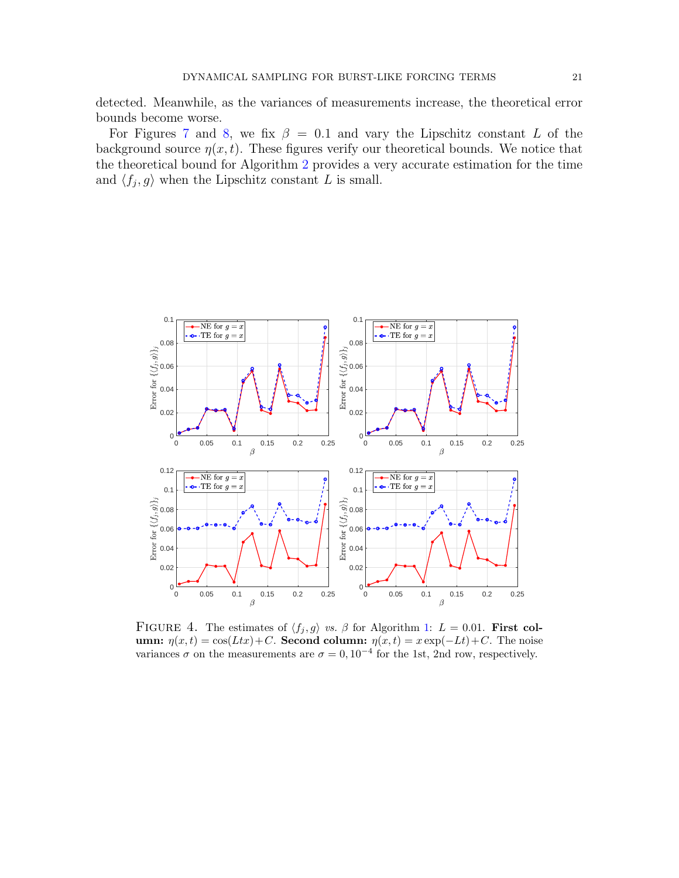detected. Meanwhile, as the variances of measurements increase, the theoretical error bounds become worse.

For Figures 7 and 8, we fix $\beta = 0.1$ and vary the Lipschitz constant $L$ of the background source $\eta(x,t)$. These figures verify our theoretical bounds. We notice that the theoretical bound for Algorithm 2 provides a very accurate estimation for the time and $\langle f_j, g\rangle$ when the Lipschitz constant $L$ is small.

FIGURE 4. The estimates of $\langle f_j, g\rangle$ *vs.* $\beta$ for Algorithm 1: $L = 0.01$. **First column:** $\eta(x,t) = \cos(Ltx)+C$. **Second column:** $\eta(x,t) = x\exp(-Lt)+C$. The noise variances $\sigma$ on the measurements are $\sigma = 0, 10^{-4}$ for the 1st, 2nd row, respectively.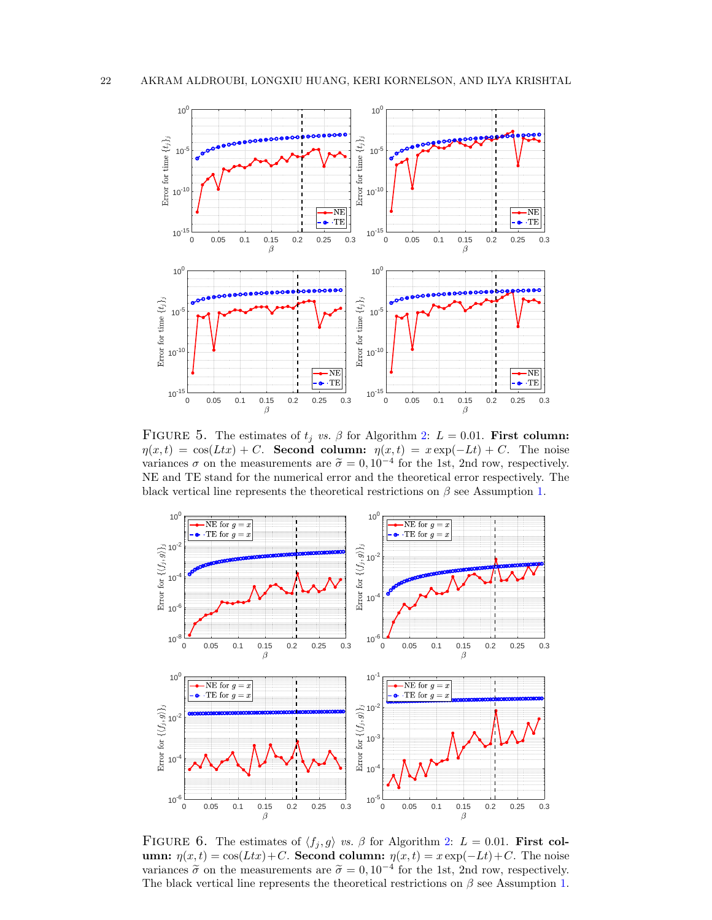FIGURE 5. The estimates of $t_j$ *vs.* $\beta$ for Algorithm 2: $L = 0.01$. **First column:** $\eta(x,t) = \cos(Ltx) + C$. **Second column:** $\eta(x,t) = x\exp(-Lt) + C$. The noise variances $\sigma$ on the measurements are $\widetilde{\sigma} = 0, 10^{-4}$ for the 1st, 2nd row, respectively. NE and TE stand for the numerical error and the theoretical error respectively. The black vertical line represents the theoretical restrictions on $\beta$ see Assumption 1.

FIGURE 6. The estimates of $\langle f_j, g\rangle$ *vs.* $\beta$ for Algorithm 2: $L = 0.01$. **First column:** $\eta(x,t) = \cos(Ltx)+C$. **Second column:** $\eta(x,t) = x\exp(-Lt)+C$. The noise variances $\widetilde{\sigma}$ on the measurements are $\widetilde{\sigma} = 0, 10^{-4}$ for the 1st, 2nd row, respectively. The black vertical line represents the theoretical restrictions on $\beta$ see Assumption 1.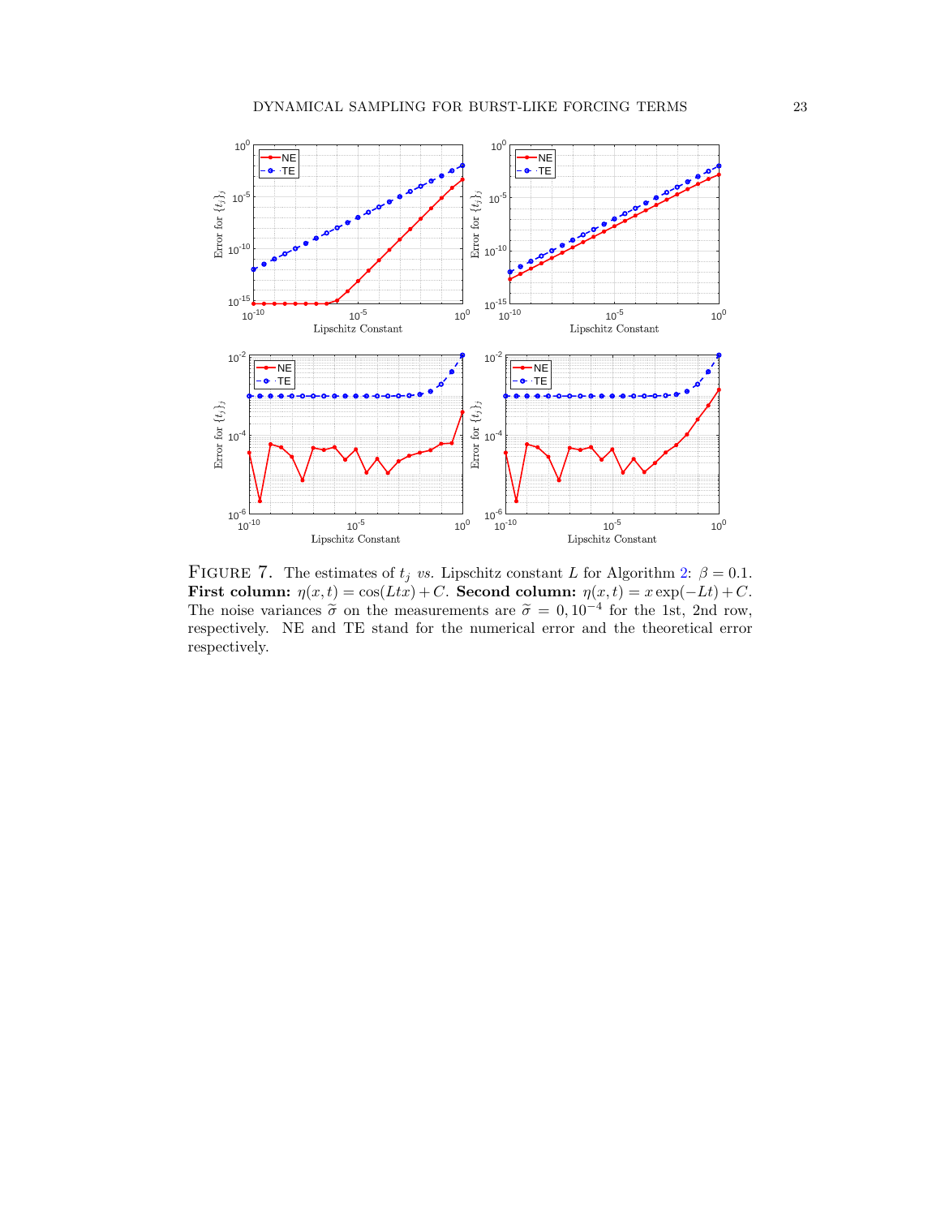FIGURE 7. The estimates of $t_j$ *vs.* Lipschitz constant $L$ for Algorithm 2: $\beta = 0.1$. **First column:** $\eta(x,t) = \cos(Ltx) + C$. **Second column:** $\eta(x,t) = x\exp(-Lt) + C$. The noise variances $\widetilde{\sigma}$ on the measurements are $\widetilde{\sigma} = 0, 10^{-4}$ for the 1st, 2nd row, respectively. NE and TE stand for the numerical error and the theoretical error respectively.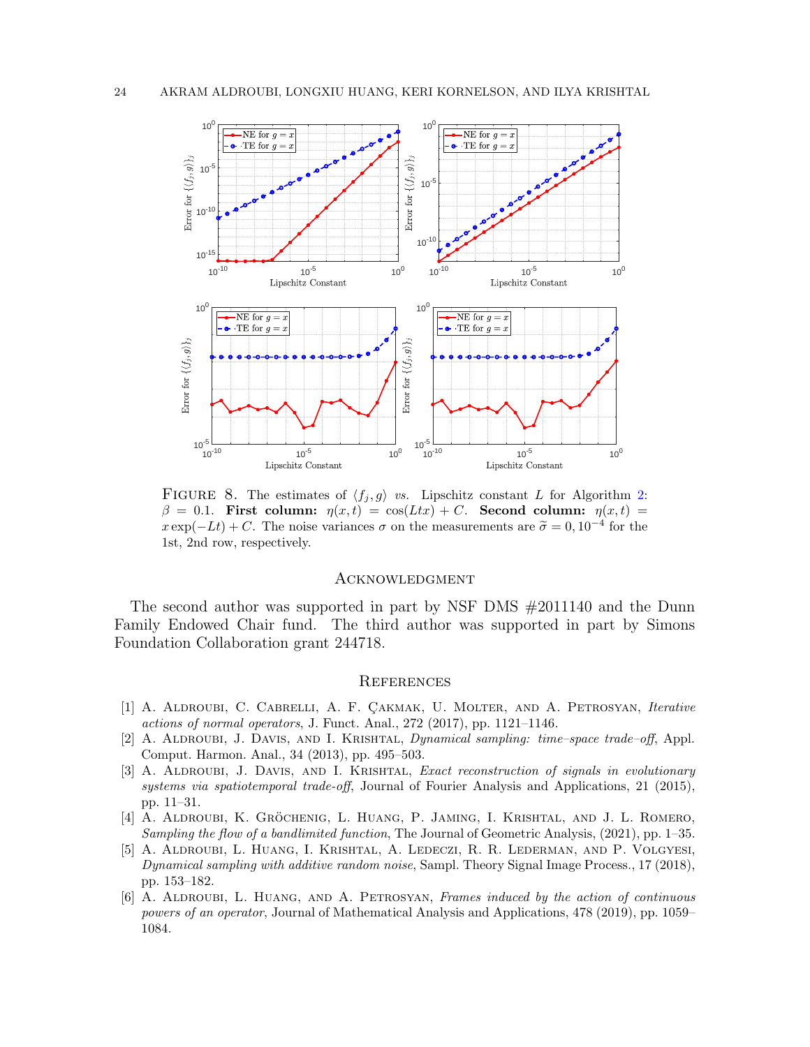FIGURE 8. The estimates of $\langle f_j, g\rangle$ *vs.* Lipschitz constant $L$ for Algorithm 2: $\beta = 0.1$. **First column:** $\eta(x,t) = \cos(Ltx) + C$. **Second column:** $\eta(x,t) = x\exp(-Lt) + C$. The noise variances $\sigma$ on the measurements are $\widetilde{\sigma} = 0, 10^{-4}$ for the 1st, 2nd row, respectively.

## Acknowledgment

The second author was supported in part by NSF DMS #2011140 and the Dunn Family Endowed Chair fund. The third author was supported in part by Simons Foundation Collaboration grant 244718.

## References

[1] A. Aldroubi, C. Cabrelli, A. F. Çakmak, U. Molter, and A. Petrosyan, *Iterative actions of normal operators*, J. Funct. Anal., 272 (2017), pp. 1121–1146.

[2] A. Aldroubi, J. Davis, and I. Krishtal, *Dynamical sampling: time–space trade–off*, Appl. Comput. Harmon. Anal., 34 (2013), pp. 495–503.

[3] A. Aldroubi, J. Davis, and I. Krishtal, *Exact reconstruction of signals in evolutionary systems via spatiotemporal trade-off*, Journal of Fourier Analysis and Applications, 21 (2015), pp. 11–31.

[4] A. Aldroubi, K. Gröchenig, L. Huang, P. Jaming, I. Krishtal, and J. L. Romero, *Sampling the flow of a bandlimited function*, The Journal of Geometric Analysis, (2021), pp. 1–35.

[5] A. Aldroubi, L. Huang, I. Krishtal, A. Ledeczi, R. R. Lederman, and P. Volgyesi, *Dynamical sampling with additive random noise*, Sampl. Theory Signal Image Process., 17 (2018), pp. 153–182.

[6] A. Aldroubi, L. Huang, and A. Petrosyan, *Frames induced by the action of continuous powers of an operator*, Journal of Mathematical Analysis and Applications, 478 (2019), pp. 1059–1084.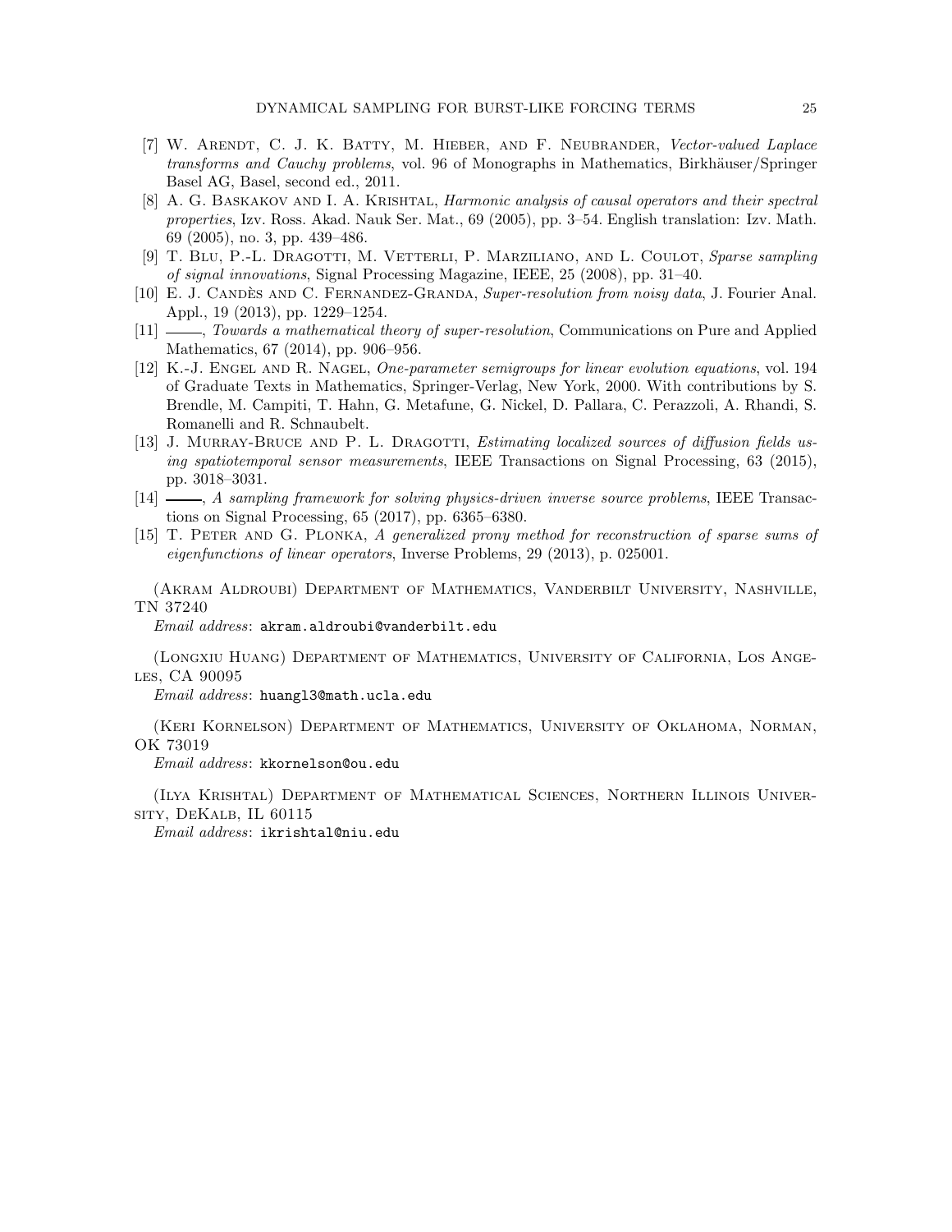[7] W. Arendt, C. J. K. Batty, M. Hieber, and F. Neubrander, *Vector-valued Laplace transforms and Cauchy problems*, vol. 96 of Monographs in Mathematics, Birkhäuser/Springer Basel AG, Basel, second ed., 2011.

[8] A. G. Baskakov and I. A. Krishtal, *Harmonic analysis of causal operators and their spectral properties*, Izv. Ross. Akad. Nauk Ser. Mat., 69 (2005), pp. 3–54. English translation: Izv. Math. 69 (2005), no. 3, pp. 439–486.

[9] T. Blu, P.-L. Dragotti, M. Vetterli, P. Marziliano, and L. Coulot, *Sparse sampling of signal innovations*, Signal Processing Magazine, IEEE, 25 (2008), pp. 31–40.

[10] E. J. Candès and C. Fernandez-Granda, *Super-resolution from noisy data*, J. Fourier Anal. Appl., 19 (2013), pp. 1229–1254.

[11] ———, *Towards a mathematical theory of super-resolution*, Communications on Pure and Applied Mathematics, 67 (2014), pp. 906–956.

[12] K.-J. Engel and R. Nagel, *One-parameter semigroups for linear evolution equations*, vol. 194 of Graduate Texts in Mathematics, Springer-Verlag, New York, 2000. With contributions by S. Brendle, M. Campiti, T. Hahn, G. Metafune, G. Nickel, D. Pallara, C. Perazzoli, A. Rhandi, S. Romanelli and R. Schnaubelt.

[13] J. Murray-Bruce and P. L. Dragotti, *Estimating localized sources of diffusion fields using spatiotemporal sensor measurements*, IEEE Transactions on Signal Processing, 63 (2015), pp. 3018–3031.

[14] ———, *A sampling framework for solving physics-driven inverse source problems*, IEEE Transactions on Signal Processing, 65 (2017), pp. 6365–6380.

[15] T. Peter and G. Plonka, *A generalized prony method for reconstruction of sparse sums of eigenfunctions of linear operators*, Inverse Problems, 29 (2013), p. 025001.

(Akram Aldroubi) Department of Mathematics, Vanderbilt University, Nashville, TN 37240

*Email address*: akram.aldroubi@vanderbilt.edu

(Longxiu Huang) Department of Mathematics, University of California, Los Angeles, CA 90095

*Email address*: huangl3@math.ucla.edu

(Keri Kornelson) Department of Mathematics, University of Oklahoma, Norman, OK 73019

*Email address*: kkornelson@ou.edu

(Ilya Krishtal) Department of Mathematical Sciences, Northern Illinois University, DeKalb, IL 60115

*Email address*: ikrishtal@niu.edu